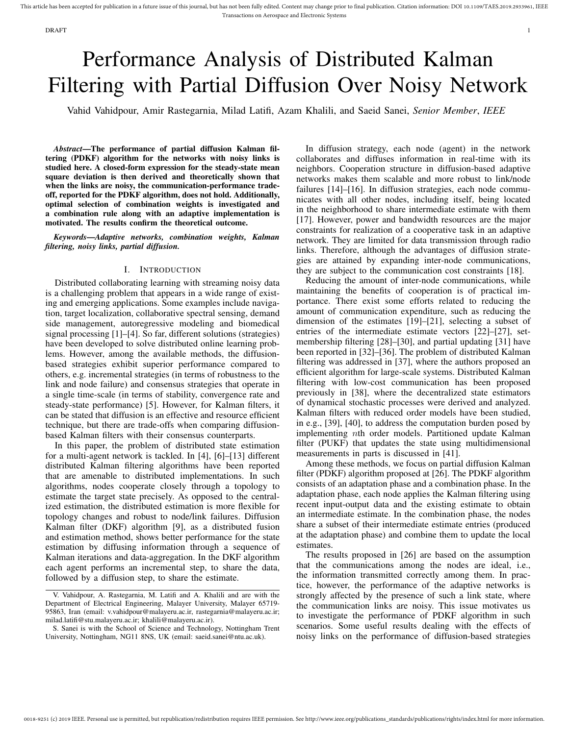# Performance Analysis of Distributed Kalman Filtering with Partial Diffusion Over Noisy Network

Vahid Vahidpour, Amir Rastegarnia, Milad Latifi, Azam Khalili, and Saeid Sanei, *Senior Member*, *IEEE*

***Abstract*—The performance of partial diffusion Kalman filtering (PDKF) algorithm for the networks with noisy links is studied here. A closed-form expression for the steady-state mean square deviation is then derived and theoretically shown that when the links are noisy, the communication-performance trade-off, reported for the PDKF algorithm, does not hold. Additionally, optimal selection of combination weights is investigated and a combination rule along with an adaptive implementation is motivated. The results confirm the theoretical outcome.**

***Keywords*—*Adaptive networks, combination weights, Kalman filtering, noisy links, partial diffusion.***

## I. Introduction

Distributed collaborating learning with streaming noisy data is a challenging problem that appears in a wide range of existing and emerging applications. Some examples include navigation, target localization, collaborative spectral sensing, demand side management, autoregressive modeling and biomedical signal processing [1]–[4]. So far, different solutions (strategies) have been developed to solve distributed online learning problems. However, among the available methods, the diffusion-based strategies exhibit superior performance compared to others, e.g. incremental strategies (in terms of robustness to the link and node failure) and consensus strategies that operate in a single time-scale (in terms of stability, convergence rate and steady-state performance) [5]. However, for Kalman filters, it can be stated that diffusion is an effective and resource efficient technique, but there are trade-offs when comparing diffusion-based Kalman filters with their consensus counterparts.

In this paper, the problem of distributed state estimation for a multi-agent network is tackled. In [4], [6]–[13] different distributed Kalman filtering algorithms have been reported that are amenable to distributed implementations. In such algorithms, nodes cooperate closely through a topology to estimate the target state precisely. As opposed to the centralized estimation, the distributed estimation is more flexible for topology changes and robust to node/link failures. Diffusion Kalman filter (DKF) algorithm [9], as a distributed fusion and estimation method, shows better performance for the state estimation by diffusing information through a sequence of Kalman iterations and data-aggregation. In the DKF algorithm each agent performs an incremental step, to share the data, followed by a diffusion step, to share the estimate.

In diffusion strategy, each node (agent) in the network collaborates and diffuses information in real-time with its neighbors. Cooperation structure in diffusion-based adaptive networks makes them scalable and more robust to link/node failures [14]–[16]. In diffusion strategies, each node communicates with all other nodes, including itself, being located in the neighborhood to share intermediate estimate with them [17]. However, power and bandwidth resources are the major constraints for realization of a cooperative task in an adaptive network. They are limited for data transmission through radio links. Therefore, although the advantages of diffusion strategies are attained by expanding inter-node communications, they are subject to the communication cost constraints [18].

Reducing the amount of inter-node communications, while maintaining the benefits of cooperation is of practical importance. There exist some efforts related to reducing the amount of communication expenditure, such as reducing the dimension of the estimates [19]–[21], selecting a subset of entries of the intermediate estimate vectors [22]–[27], set-membership filtering [28]–[30], and partial updating [31] have been reported in [32]–[36]. The problem of distributed Kalman filtering was addressed in [37], where the authors proposed an efficient algorithm for large-scale systems. Distributed Kalman filtering with low-cost communication has been proposed previously in [38], where the decentralized state estimators of dynamical stochastic processes were derived and analyzed. Kalman filters with reduced order models have been studied, in e.g., [39], [40], to address the computation burden posed by implementing $n$th order models. Partitioned update Kalman filter (PUKF) that updates the state using multidimensional measurements in parts is discussed in [41].

Among these methods, we focus on partial diffusion Kalman filter (PDKF) algorithm proposed at [26]. The PDKF algorithm consists of an adaptation phase and a combination phase. In the adaptation phase, each node applies the Kalman filtering using recent input-output data and the existing estimate to obtain an intermediate estimate. In the combination phase, the nodes share a subset of their intermediate estimate entries (produced at the adaptation phase) and combine them to update the local estimates.

The results proposed in [26] are based on the assumption that the communications among the nodes are ideal, i.e., the information transmitted correctly among them. In practice, however, the performance of the adaptive networks is strongly affected by the presence of such a link state, where the communication links are noisy. This issue motivates us to investigate the performance of PDKF algorithm in such scenarios. Some useful results dealing with the effects of noisy links on the performance of diffusion-based strategies

V. Vahidpour, A. Rastegarnia, M. Latifi and A. Khalili and are with the Department of Electrical Engineering, Malayer University, Malayer 65719-95863, Iran (email: v.vahidpour@malayeru.ac.ir, rastegarnia@malayeru.ac.ir; milad.latifi@stu.malayeru.ac.ir; khalili@malayeru.ac.ir).

S. Sanei is with the School of Science and Technology, Nottingham Trent University, Nottingham, NG11 8NS, UK (email: saeid.sanei@ntu.ac.uk).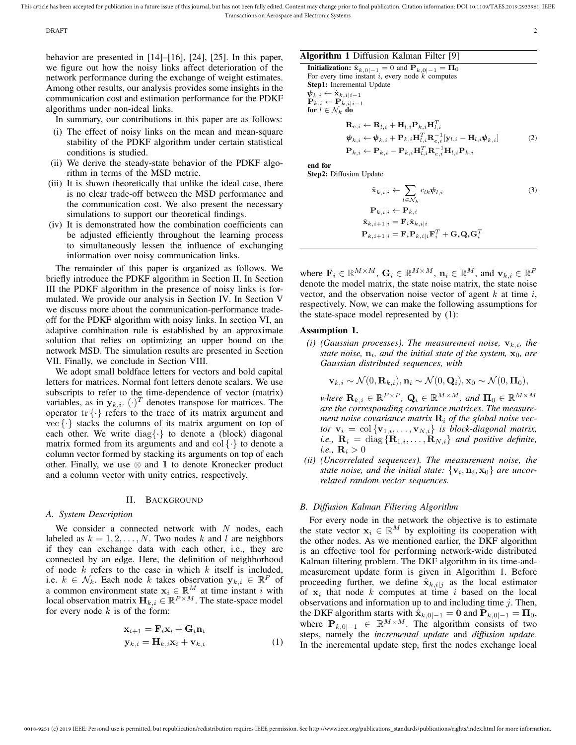behavior are presented in [14]–[16], [24], [25]. In this paper, we figure out how the noisy links affect deterioration of the network performance during the exchange of weight estimates. Among other results, our analysis provides some insights in the communication cost and estimation performance for the PDKF algorithms under non-ideal links.

In summary, our contributions in this paper are as follows:

(i) The effect of noisy links on the mean and mean-square stability of the PDKF algorithm under certain statistical conditions is studied.

(ii) We derive the steady-state behavior of the PDKF algorithm in terms of the MSD metric.

(iii) It is shown theoretically that unlike the ideal case, there is no clear trade-off between the MSD performance and the communication cost. We also present the necessary simulations to support our theoretical findings.

(iv) It is demonstrated how the combination coefficients can be adjusted efficiently throughout the learning process to simultaneously lessen the influence of exchanging information over noisy communication links.

The remainder of this paper is organized as follows. We briefly introduce the PDKF algorithm in Section II. In Section III the PDKF algorithm in the presence of noisy links is formulated. We provide our analysis in Section IV. In Section V we discuss more about the communication-performance trade-off for the PDKF algorithm with noisy links. In section VI, an adaptive combination rule is established by an approximate solution that relies on optimizing an upper bound on the network MSD. The simulation results are presented in Section VII. Finally, we conclude in Section VIII.

We adopt small boldface letters for vectors and bold capital letters for matrices. Normal font letters denote scalars. We use subscripts to refer to the time-dependence of vector (matrix) variables, as in $\mathbf{y}_{k,i}$. $(\cdot)^T$ denotes transpose for matrices. The operator $\mathrm{tr}\{\cdot\}$ refers to the trace of its matrix argument and $\mathrm{vec}\{\cdot\}$ stacks the columns of its matrix argument on top of each other. We write $\mathrm{diag}\{\cdot\}$ to denote a (block) diagonal matrix formed from its arguments and and $\mathrm{col}\{\cdot\}$ to denote a column vector formed by stacking its arguments on top of each other. Finally, we use $\otimes$ and $\mathbb{1}$ to denote Kronecker product and a column vector with unity entries, respectively.

## II. Background

### A. System Description

We consider a connected network with $N$ nodes, each labeled as $k = 1, 2, \ldots, N$. Two nodes $k$ and $l$ are neighbors if they can exchange data with each other, i.e., they are connected by an edge. Here, the definition of neighborhood of node $k$ refers to the case in which $k$ itself is included, i.e. $k \in \mathcal{N}_k$. Each node $k$ takes observation $\mathbf{y}_{k,i} \in \mathbb{R}^P$ of a common environment state $\mathbf{x}_i \in \mathbb{R}^M$ at time instant $i$ with local observation matrix $\mathbf{H}_{k,i} \in \mathbb{R}^{P\times M}$. The state-space model for every node $k$ is of the form:

$$
\begin{aligned}
\mathbf{x}_{i+1} &= \mathbf{F}_i \mathbf{x}_i + \mathbf{G}_i \mathbf{n}_i \\
\mathbf{y}_{k,i} &= \mathbf{H}_{k,i} \mathbf{x}_i + \mathbf{v}_{k,i}
\end{aligned}
\tag{1}
$$

**Algorithm 1** Diffusion Kalman Filter [9]

**Initialization:** $\hat{\mathbf{x}}_{k,0|-1} = 0$ and $\mathbf{P}_{k,0|-1} = \mathbf{\Pi}_0$
For every time instant $i$, every node $k$ computes
**Step1:** Incremental Update
$\boldsymbol{\psi}_{k,i} \leftarrow \hat{\mathbf{x}}_{k,i|i-1}$
$\mathbf{P}_{k,i} \leftarrow \mathbf{P}_{k,i|i-1}$
**for** $l \in \mathcal{N}_k$ **do**

$$
\begin{aligned}
\mathbf{R}_{e,i} &\leftarrow \mathbf{R}_{l,i} + \mathbf{H}_{l,i}\mathbf{P}_{k,i}\mathbf{H}_{l,i}^T \\
\boldsymbol{\psi}_{k,i} &\leftarrow \boldsymbol{\psi}_{k,i} + \mathbf{P}_{k,i}\mathbf{H}_{l,i}^T\mathbf{R}_{e,i}^{-1}[\mathbf{y}_{l,i} - \mathbf{H}_{l,i}\boldsymbol{\psi}_{k,i}] \\
\mathbf{P}_{k,i} &\leftarrow \mathbf{P}_{k,i} - \mathbf{P}_{k,i}\mathbf{H}_{l,i}^T\mathbf{R}_{e,i}^{-1}\mathbf{H}_{l,i}\mathbf{P}_{k,i}
\end{aligned}
\tag{2}
$$

**end for**
**Step2:** Diffusion Update

$$
\begin{aligned}
\hat{\mathbf{x}}_{k,i|i} &\leftarrow \sum_{l\in\mathcal{N}_k} c_{lk}\boldsymbol{\psi}_{l,i} \qquad (3)\\
\mathbf{P}_{k,i|i} &\leftarrow \mathbf{P}_{k,i} \\
\hat{\mathbf{x}}_{k,i+1|i} &= \mathbf{F}_i\hat{\mathbf{x}}_{k,i|i} \\
\mathbf{P}_{k,i+1|i} &= \mathbf{F}_i\mathbf{P}_{k,i|i}\mathbf{F}_i^T + \mathbf{G}_i\mathbf{Q}_i\mathbf{G}_i^T
\end{aligned}
$$

where $\mathbf{F}_i \in \mathbb{R}^{M\times M}$, $\mathbf{G}_i \in \mathbb{R}^{M\times M}$, $\mathbf{n}_i \in \mathbb{R}^M$, and $\mathbf{v}_{k,i} \in \mathbb{R}^P$ denote the model matrix, the state noise matrix, the state noise vector, and the observation noise vector of agent $k$ at time $i$, respectively. Now, we can make the following assumptions for the state-space model represented by (1):

**Assumption 1.**

*(i) (Gaussian processes). The measurement noise, $\mathbf{v}_{k,i}$, the state noise, $\mathbf{n}_i$, and the initial state of the system, $\mathbf{x}_0$, are Gaussian distributed sequences, with*

$$
\mathbf{v}_{k,i} \sim \mathcal{N}(0, \mathbf{R}_{k,i}), \mathbf{n}_i \sim \mathcal{N}(0, \mathbf{Q}_i), \mathbf{x}_0 \sim \mathcal{N}(0, \mathbf{\Pi}_0),
$$

*where $\mathbf{R}_{k,i} \in \mathbb{R}^{P\times P}$, $\mathbf{Q}_i \in \mathbb{R}^{M\times M}$, and $\mathbf{\Pi}_0 \in \mathbb{R}^{M\times M}$ are the corresponding covariance matrices. The measurement noise covariance matrix $\mathbf{R}_i$ of the global noise vector $\mathbf{v}_i = \mathrm{col}\{\mathbf{v}_{1,i}, \ldots, \mathbf{v}_{N,i}\}$ is block-diagonal matrix, i.e., $\mathbf{R}_i = \mathrm{diag}\{\mathbf{R}_{1,i}, \ldots, \mathbf{R}_{N,i}\}$ and positive definite, i.e., $\mathbf{R}_i > 0$*

*(ii) (Uncorrelated sequences). The measurement noise, the state noise, and the initial state: $\{\mathbf{v}_i, \mathbf{n}_i, \mathbf{x}_0\}$ are uncorrelated random vector sequences.*

### B. Diffusion Kalman Filtering Algorithm

For every node in the network the objective is to estimate the state vector $\mathbf{x}_i \in \mathbb{R}^M$ by exploiting its cooperation with the other nodes. As we mentioned earlier, the DKF algorithm is an effective tool for performing network-wide distributed Kalman filtering problem. The DKF algorithm in its time-and-measurement update form is given in Algorithm 1. Before proceeding further, we define $\hat{\mathbf{x}}_{k,i|j}$ as the local estimator of $\mathbf{x}_i$ that node $k$ computes at time $i$ based on the local observations and information up to and including time $j$. Then, the DKF algorithm starts with $\hat{\mathbf{x}}_{k,0|-1} = \mathbf{0}$ and $\mathbf{P}_{k,0|-1} = \mathbf{\Pi}_0$, where $\mathbf{P}_{k,0|-1} \in \mathbb{R}^{M\times M}$. The algorithm consists of two steps, namely the *incremental update* and *diffusion update*. In the incremental update step, first the nodes exchange local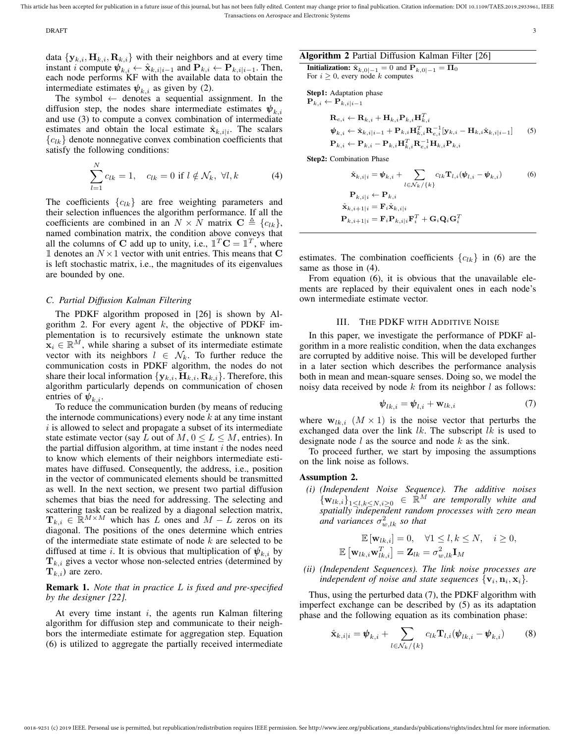data $\{\mathbf{y}_{k,i}, \mathbf{H}_{k,i}, \mathbf{R}_{k,i}\}$ with their neighbors and at every time instant $i$ compute $\boldsymbol{\psi}_{k,i} \leftarrow \hat{\mathbf{x}}_{k,i|i-1}$ and $\mathbf{P}_{k,i} \leftarrow \mathbf{P}_{k,i|i-1}$. Then, each node performs KF with the available data to obtain the intermediate estimates $\boldsymbol{\psi}_{k,i}$ as given by (2).

The symbol $\leftarrow$ denotes a sequential assignment. In the diffusion step, the nodes share intermediate estimates $\boldsymbol{\psi}_{k,i}$ and use (3) to compute a convex combination of intermediate estimates and obtain the local estimate $\hat{\mathbf{x}}_{k,i|i}$. The scalars $\{c_{lk}\}$ denote nonnegative convex combination coefficients that satisfy the following conditions:

$$\sum_{l=1}^{N} c_{lk} = 1, \quad c_{lk} = 0 \text{ if } l \notin \mathcal{N}_k, \ \forall l, k \tag{4}$$

The coefficients $\{c_{lk}\}$ are free weighting parameters and their selection influences the algorithm performance. If all the coefficients are combined in an $N \times N$ matrix $\mathbf{C} \triangleq \{c_{lk}\}$, named combination matrix, the condition above conveys that all the columns of $\mathbf{C}$ add up to unity, i.e., $\mathbb{1}^T\mathbf{C} = \mathbb{1}^T$, where $\mathbb{1}$ denotes an $N \times 1$ vector with unit entries. This means that $\mathbf{C}$ is left stochastic matrix, i.e., the magnitudes of its eigenvalues are bounded by one.

### C. Partial Diffusion Kalman Filtering

The PDKF algorithm proposed in [26] is shown by Algorithm 2. For every agent $k$, the objective of PDKF implementation is to recursively estimate the unknown state $\mathbf{x}_i \in \mathbb{R}^M$, while sharing a subset of its intermediate estimate vector with its neighbors $l \in \mathcal{N}_k$. To further reduce the communication costs in PDKF algorithm, the nodes do not share their local information $\{\mathbf{y}_{k,i}, \mathbf{H}_{k,i}, \mathbf{R}_{k,i}\}$. Therefore, this algorithm particularly depends on communication of chosen entries of $\boldsymbol{\psi}_{k,i}$.

To reduce the communication burden (by means of reducing the internode communications) every node $k$ at any time instant $i$ is allowed to select and propagate a subset of its intermediate state estimate vector (say $L$ out of $M, 0 \leq L \leq M$, entries). In the partial diffusion algorithm, at time instant $i$ the nodes need to know which elements of their neighbors intermediate estimates have diffused. Consequently, the address, i.e., position in the vector of communicated elements should be transmitted as well. In the next section, we present two partial diffusion schemes that bias the need for addressing. The selecting and scattering task can be realized by a diagonal selection matrix, $\mathbf{T}_{k,i} \in \mathbb{R}^{M \times M}$ which has $L$ ones and $M - L$ zeros on its diagonal. The positions of the ones determine which entries of the intermediate state estimate of node $k$ are selected to be diffused at time $i$. It is obvious that multiplication of $\boldsymbol{\psi}_{k,i}$ by $\mathbf{T}_{k,i}$ gives a vector whose non-selected entries (determined by $\mathbf{T}_{k,i}$) are zero.

**Remark 1.** *Note that in practice $L$ is fixed and pre-specified by the designer [22].*

At every time instant $i$, the agents run Kalman filtering algorithm for diffusion step and communicate to their neighbors the intermediate estimate for aggregation step. Equation (6) is utilized to aggregate the partially received intermediate estimates. The combination coefficients $\{c_{lk}\}$ in (6) are the same as those in (4).

**Algorithm 2** Partial Diffusion Kalman Filter [26]

**Initialization:** $\hat{\mathbf{x}}_{k,0|-1} = 0$ and $\mathbf{P}_{k,0|-1} = \mathbf{\Pi}_0$
For $i \geq 0$, every node $k$ computes

**Step1:** Adaptation phase
$\mathbf{P}_{k,i} \leftarrow \mathbf{P}_{k,i|i-1}$

$$\begin{aligned} &\mathbf{R}_{e,i} \leftarrow \mathbf{R}_{k,i} + \mathbf{H}_{k,i}\mathbf{P}_{k,i}\mathbf{H}_{k,i}^T \\ &\boldsymbol{\psi}_{k,i} \leftarrow \hat{\mathbf{x}}_{k,i|i-1} + \mathbf{P}_{k,i}\mathbf{H}_{k,i}^T\mathbf{R}_{e,i}^{-1}[\mathbf{y}_{k,i} - \mathbf{H}_{k,i}\hat{\mathbf{x}}_{k,i|i-1}] \\ &\mathbf{P}_{k,i} \leftarrow \mathbf{P}_{k,i} - \mathbf{P}_{k,i}\mathbf{H}_{k,i}^T\mathbf{R}_{e,i}^{-1}\mathbf{H}_{k,i}\mathbf{P}_{k,i} \end{aligned} \tag{5}$$

**Step2:** Combination Phase

$$\hat{\mathbf{x}}_{k,i|i} = \boldsymbol{\psi}_{k,i} + \sum_{l \in \mathcal{N}_k/\{k\}} c_{lk}\mathbf{T}_{l,i}(\boldsymbol{\psi}_{l,i} - \boldsymbol{\psi}_{k,i}) \tag{6}$$

$$\begin{aligned} &\mathbf{P}_{k,i|i} \leftarrow \mathbf{P}_{k,i} \\ &\hat{\mathbf{x}}_{k,i+1|i} = \mathbf{F}_i\hat{\mathbf{x}}_{k,i|i} \\ &\mathbf{P}_{k,i+1|i} = \mathbf{F}_i\mathbf{P}_{k,i|i}\mathbf{F}_i^T + \mathbf{G}_i\mathbf{Q}_i\mathbf{G}_i^T \end{aligned}$$

From equation (6), it is obvious that the unavailable elements are replaced by their equivalent ones in each node's own intermediate estimate vector.

## III. The PDKF with Additive Noise

In this paper, we investigate the performance of PDKF algorithm in a more realistic condition, when the data exchanges are corrupted by additive noise. This will be developed further in a later section which describes the performance analysis both in mean and mean-square senses. Doing so, we model the noisy data received by node $k$ from its neighbor $l$ as follows:

$$\boldsymbol{\psi}_{lk,i} = \boldsymbol{\psi}_{l,i} + \mathbf{w}_{lk,i} \tag{7}$$

where $\mathbf{w}_{lk,i}$ $(M \times 1)$ is the noise vector that perturbs the exchanged data over the link $lk$. The subscript $lk$ is used to designate node $l$ as the source and node $k$ as the sink.

To proceed further, we start by imposing the assumptions on the link noise as follows.

**Assumption 2.**

*(i) (Independent Noise Sequence). The additive noises $\{\mathbf{w}_{lk,i}\}_{1 \leq l,k \leq N, i \geq 0} \in \mathbb{R}^M$ are temporally white and spatially independent random processes with zero mean and variances $\sigma_{w,lk}^2$ so that*

$$\mathbb{E}[\mathbf{w}_{lk,i}] = 0, \quad \forall 1 \leq l, k \leq N, \quad i \geq 0,$$
$$\mathbb{E}\left[\mathbf{w}_{lk,i}\mathbf{w}_{lk,i}^T\right] = \mathbf{Z}_{lk} = \sigma_{w,lk}^2\mathbf{I}_M$$

*(ii) (Independent Sequences). The link noise processes are independent of noise and state sequences $\{\mathbf{v}_i, \mathbf{n}_i, \mathbf{x}_i\}$.*

Thus, using the perturbed data (7), the PDKF algorithm with imperfect exchange can be described by (5) as its adaptation phase and the following equation as its combination phase:

$$\hat{\mathbf{x}}_{k,i|i} = \boldsymbol{\psi}_{k,i} + \sum_{l \in \mathcal{N}_k/\{k\}} c_{lk}\mathbf{T}_{l,i}(\boldsymbol{\psi}_{lk,i} - \boldsymbol{\psi}_{k,i}) \tag{8}$$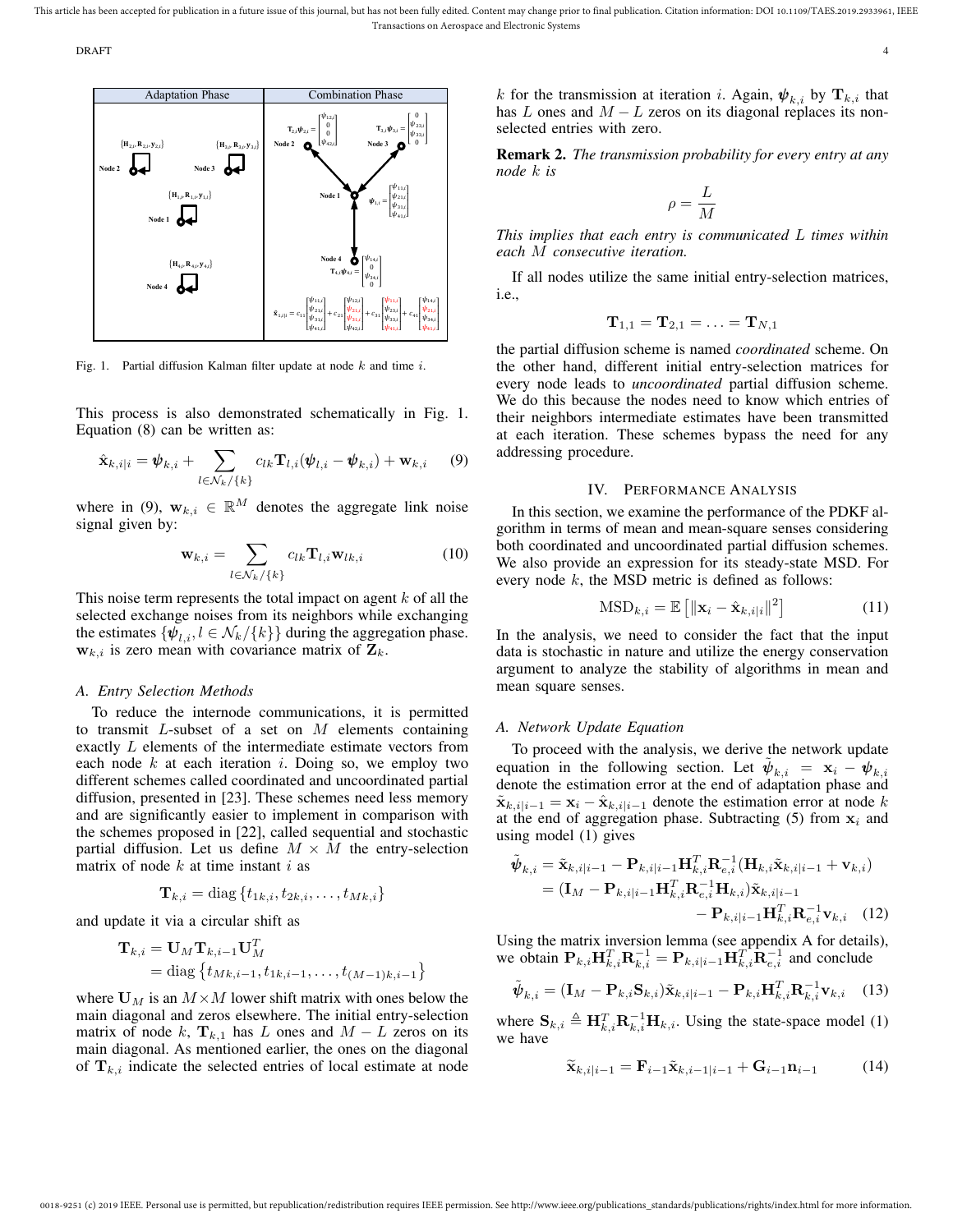Fig. 1. Partial diffusion Kalman filter update at node $k$ and time $i$.

This process is also demonstrated schematically in Fig. 1. Equation (8) can be written as:

$$\hat{\mathbf{x}}_{k,i|i} = \boldsymbol{\psi}_{k,i} + \sum_{l \in \mathcal{N}_k/\{k\}} c_{lk} \mathbf{T}_{l,i} (\boldsymbol{\psi}_{l,i} - \boldsymbol{\psi}_{k,i}) + \mathbf{w}_{k,i} \tag{9}$$

where in (9), $\mathbf{w}_{k,i} \in \mathbb{R}^M$ denotes the aggregate link noise signal given by:

$$\mathbf{w}_{k,i} = \sum_{l \in \mathcal{N}_k/\{k\}} c_{lk} \mathbf{T}_{l,i} \mathbf{w}_{lk,i} \tag{10}$$

This noise term represents the total impact on agent $k$ of all the selected exchange noises from its neighbors while exchanging the estimates $\{\boldsymbol{\psi}_{l,i}, l \in \mathcal{N}_k/\{k\}\}$ during the aggregation phase. $\mathbf{w}_{k,i}$ is zero mean with covariance matrix of $\mathbf{Z}_k$.

### A. Entry Selection Methods

To reduce the internode communications, it is permitted to transmit $L$-subset of a set on $M$ elements containing exactly $L$ elements of the intermediate estimate vectors from each node $k$ at each iteration $i$. Doing so, we employ two different schemes called coordinated and uncoordinated partial diffusion, presented in [23]. These schemes need less memory and are significantly easier to implement in comparison with the schemes proposed in [22], called sequential and stochastic partial diffusion. Let us define $M \times M$ the entry-selection matrix of node $k$ at time instant $i$ as

$$\mathbf{T}_{k,i} = \text{diag}\{t_{1k,i}, t_{2k,i}, \ldots, t_{Mk,i}\}$$

and update it via a circular shift as

$$\begin{aligned}
\mathbf{T}_{k,i} &= \mathbf{U}_M \mathbf{T}_{k,i-1} \mathbf{U}_M^T \\
&= \text{diag}\{t_{Mk,i-1}, t_{1k,i-1}, \ldots, t_{(M-1)k,i-1}\}
\end{aligned}$$

where $\mathbf{U}_M$ is an $M \times M$ lower shift matrix with ones below the main diagonal and zeros elsewhere. The initial entry-selection matrix of node $k$, $\mathbf{T}_{k,1}$ has $L$ ones and $M - L$ zeros on its main diagonal. As mentioned earlier, the ones on the diagonal of $\mathbf{T}_{k,i}$ indicate the selected entries of local estimate at node $k$ for the transmission at iteration $i$. Again, $\boldsymbol{\psi}_{k,i}$ by $\mathbf{T}_{k,i}$ that has $L$ ones and $M - L$ zeros on its diagonal replaces its non-selected entries with zero.

**Remark 2.** *The transmission probability for every entry at any node $k$ is*

$$\rho = \frac{L}{M}$$

*This implies that each entry is communicated $L$ times within each $M$ consecutive iteration.*

If all nodes utilize the same initial entry-selection matrices, i.e.,

$$\mathbf{T}_{1,1} = \mathbf{T}_{2,1} = \ldots = \mathbf{T}_{N,1}$$

the partial diffusion scheme is named *coordinated* scheme. On the other hand, different initial entry-selection matrices for every node leads to *uncoordinated* partial diffusion scheme. We do this because the nodes need to know which entries of their neighbors intermediate estimates have been transmitted at each iteration. These schemes bypass the need for any addressing procedure.

## IV. Performance Analysis

In this section, we examine the performance of the PDKF algorithm in terms of mean and mean-square senses considering both coordinated and uncoordinated partial diffusion schemes. We also provide an expression for its steady-state MSD. For every node $k$, the MSD metric is defined as follows:

$$\text{MSD}_{k,i} = \mathbb{E}\left[\|\mathbf{x}_i - \hat{\mathbf{x}}_{k,i|i}\|^2\right] \tag{11}$$

In the analysis, we need to consider the fact that the input data is stochastic in nature and utilize the energy conservation argument to analyze the stability of algorithms in mean and mean square senses.

### A. Network Update Equation

To proceed with the analysis, we derive the network update equation in the following section. Let $\tilde{\boldsymbol{\psi}}_{k,i} = \mathbf{x}_i - \boldsymbol{\psi}_{k,i}$ denote the estimation error at the end of adaptation phase and $\tilde{\mathbf{x}}_{k,i|i-1} = \mathbf{x}_i - \hat{\mathbf{x}}_{k,i|i-1}$ denote the estimation error at node $k$ at the end of aggregation phase. Subtracting (5) from $\mathbf{x}_i$ and using model (1) gives

$$\begin{aligned}
\tilde{\boldsymbol{\psi}}_{k,i} &= \tilde{\mathbf{x}}_{k,i|i-1} - \mathbf{P}_{k,i|i-1}\mathbf{H}_{k,i}^T \mathbf{R}_{e,i}^{-1}(\mathbf{H}_{k,i}\tilde{\mathbf{x}}_{k,i|i-1} + \mathbf{v}_{k,i}) \\
&= (\mathbf{I}_M - \mathbf{P}_{k,i|i-1}\mathbf{H}_{k,i}^T \mathbf{R}_{e,i}^{-1}\mathbf{H}_{k,i})\tilde{\mathbf{x}}_{k,i|i-1} \\
&\qquad - \mathbf{P}_{k,i|i-1}\mathbf{H}_{k,i}^T \mathbf{R}_{e,i}^{-1}\mathbf{v}_{k,i}
\end{aligned} \tag{12}$$

Using the matrix inversion lemma (see appendix A for details), we obtain $\mathbf{P}_{k,i}\mathbf{H}_{k,i}^T\mathbf{R}_{k,i}^{-1} = \mathbf{P}_{k,i|i-1}\mathbf{H}_{k,i}^T\mathbf{R}_{e,i}^{-1}$ and conclude

$$\tilde{\boldsymbol{\psi}}_{k,i} = (\mathbf{I}_M - \mathbf{P}_{k,i}\mathbf{S}_{k,i})\tilde{\mathbf{x}}_{k,i|i-1} - \mathbf{P}_{k,i}\mathbf{H}_{k,i}^T\mathbf{R}_{k,i}^{-1}\mathbf{v}_{k,i} \tag{13}$$

where $\mathbf{S}_{k,i} \triangleq \mathbf{H}_{k,i}^T\mathbf{R}_{k,i}^{-1}\mathbf{H}_{k,i}$. Using the state-space model (1) we have

$$\widetilde{\mathbf{x}}_{k,i|i-1} = \mathbf{F}_{i-1}\tilde{\mathbf{x}}_{k,i-1|i-1} + \mathbf{G}_{i-1}\mathbf{n}_{i-1} \tag{14}$$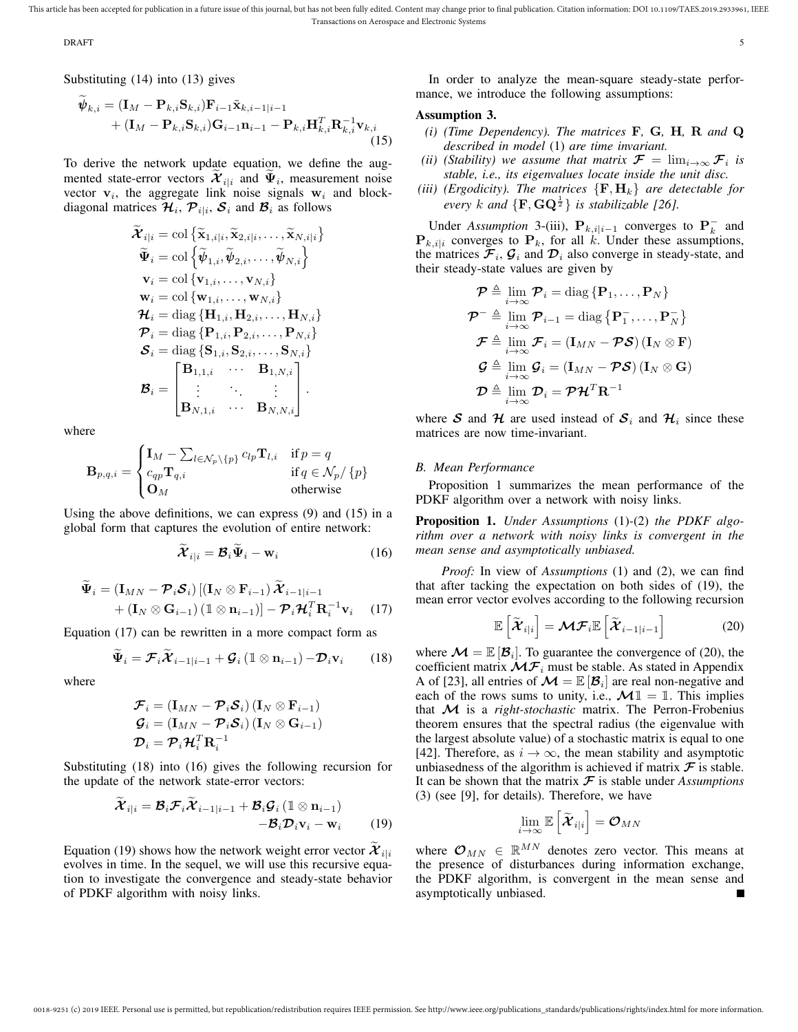Substituting (14) into (13) gives

$$\widetilde{\boldsymbol{\psi}}_{k,i} = (\mathbf{I}_M - \mathbf{P}_{k,i}\mathbf{S}_{k,i})\mathbf{F}_{i-1}\tilde{\mathbf{x}}_{k,i-1|i-1} + (\mathbf{I}_M - \mathbf{P}_{k,i}\mathbf{S}_{k,i})\mathbf{G}_{i-1}\mathbf{n}_{i-1} - \mathbf{P}_{k,i}\mathbf{H}_{k,i}^T\mathbf{R}_{k,i}^{-1}\mathbf{v}_{k,i} \tag{15}$$

To derive the network update equation, we define the augmented state-error vectors $\widetilde{\boldsymbol{\mathcal{X}}}_{i|i}$ and $\widetilde{\boldsymbol{\Psi}}_i$, measurement noise vector $\mathbf{v}_i$, the aggregate link noise signals $\mathbf{w}_i$ and block-diagonal matrices $\boldsymbol{\mathcal{H}}_i$, $\boldsymbol{\mathcal{P}}_{i|i}$, $\boldsymbol{\mathcal{S}}_i$ and $\boldsymbol{\mathcal{B}}_i$ as follows

$$\begin{aligned}
\widetilde{\boldsymbol{\mathcal{X}}}_{i|i} &= \operatorname{col}\left\{\widetilde{\mathbf{x}}_{1,i|i}, \widetilde{\mathbf{x}}_{2,i|i}, \ldots, \widetilde{\mathbf{x}}_{N,i|i}\right\} \\
\widetilde{\boldsymbol{\Psi}}_i &= \operatorname{col}\left\{\widetilde{\boldsymbol{\psi}}_{1,i}, \widetilde{\boldsymbol{\psi}}_{2,i}, \ldots, \widetilde{\boldsymbol{\psi}}_{N,i}\right\} \\
\mathbf{v}_i &= \operatorname{col}\left\{\mathbf{v}_{1,i}, \ldots, \mathbf{v}_{N,i}\right\} \\
\mathbf{w}_i &= \operatorname{col}\left\{\mathbf{w}_{1,i}, \ldots, \mathbf{w}_{N,i}\right\} \\
\boldsymbol{\mathcal{H}}_i &= \operatorname{diag}\left\{\mathbf{H}_{1,i}, \mathbf{H}_{2,i}, \ldots, \mathbf{H}_{N,i}\right\} \\
\boldsymbol{\mathcal{P}}_i &= \operatorname{diag}\left\{\mathbf{P}_{1,i}, \mathbf{P}_{2,i}, \ldots, \mathbf{P}_{N,i}\right\} \\
\boldsymbol{\mathcal{S}}_i &= \operatorname{diag}\left\{\mathbf{S}_{1,i}, \mathbf{S}_{2,i}, \ldots, \mathbf{S}_{N,i}\right\} \\
\boldsymbol{\mathcal{B}}_i &= \begin{bmatrix} \mathbf{B}_{1,1,i} & \cdots & \mathbf{B}_{1,N,i} \\ \vdots & \ddots & \vdots \\ \mathbf{B}_{N,1,i} & \cdots & \mathbf{B}_{N,N,i} \end{bmatrix}.
\end{aligned}$$

where

$$\mathbf{B}_{p,q,i} = \begin{cases} \mathbf{I}_M - \sum_{l \in \mathcal{N}_p \setminus \{p\}} c_{lp}\mathbf{T}_{l,i} & \text{if } p = q \\ c_{qp}\mathbf{T}_{q,i} & \text{if } q \in \mathcal{N}_p / \{p\} \\ \mathbf{O}_M & \text{otherwise} \end{cases}$$

Using the above definitions, we can express (9) and (15) in a global form that captures the evolution of entire network:

$$\widetilde{\boldsymbol{\mathcal{X}}}_{i|i} = \boldsymbol{\mathcal{B}}_i\widetilde{\boldsymbol{\Psi}}_i - \mathbf{w}_i \tag{16}$$

$$\widetilde{\boldsymbol{\Psi}}_i = (\mathbf{I}_{MN} - \boldsymbol{\mathcal{P}}_i\boldsymbol{\mathcal{S}}_i)\left[(\mathbf{I}_N \otimes \mathbf{F}_{i-1})\widetilde{\boldsymbol{\mathcal{X}}}_{i-1|i-1} + (\mathbf{I}_N \otimes \mathbf{G}_{i-1})(\mathbb{1} \otimes \mathbf{n}_{i-1})\right] - \boldsymbol{\mathcal{P}}_i\boldsymbol{\mathcal{H}}_i^T\mathbf{R}_i^{-1}\mathbf{v}_i \tag{17}$$

Equation (17) can be rewritten in a more compact form as

$$\widetilde{\boldsymbol{\Psi}}_i = \boldsymbol{\mathcal{F}}_i\widetilde{\boldsymbol{\mathcal{X}}}_{i-1|i-1} + \boldsymbol{\mathcal{G}}_i(\mathbb{1} \otimes \mathbf{n}_{i-1}) - \boldsymbol{\mathcal{D}}_i\mathbf{v}_i \tag{18}$$

where

$$\begin{aligned}
\boldsymbol{\mathcal{F}}_i &= (\mathbf{I}_{MN} - \boldsymbol{\mathcal{P}}_i\boldsymbol{\mathcal{S}}_i)(\mathbf{I}_N \otimes \mathbf{F}_{i-1}) \\
\boldsymbol{\mathcal{G}}_i &= (\mathbf{I}_{MN} - \boldsymbol{\mathcal{P}}_i\boldsymbol{\mathcal{S}}_i)(\mathbf{I}_N \otimes \mathbf{G}_{i-1}) \\
\boldsymbol{\mathcal{D}}_i &= \boldsymbol{\mathcal{P}}_i\boldsymbol{\mathcal{H}}_i^T\mathbf{R}_i^{-1}
\end{aligned}$$

Substituting (18) into (16) gives the following recursion for the update of the network state-error vectors:

$$\widetilde{\boldsymbol{\mathcal{X}}}_{i|i} = \boldsymbol{\mathcal{B}}_i\boldsymbol{\mathcal{F}}_i\widetilde{\boldsymbol{\mathcal{X}}}_{i-1|i-1} + \boldsymbol{\mathcal{B}}_i\boldsymbol{\mathcal{G}}_i(\mathbb{1} \otimes \mathbf{n}_{i-1}) - \boldsymbol{\mathcal{B}}_i\boldsymbol{\mathcal{D}}_i\mathbf{v}_i - \mathbf{w}_i \tag{19}$$

Equation (19) shows how the network weight error vector $\widetilde{\boldsymbol{\mathcal{X}}}_{i|i}$ evolves in time. In the sequel, we will use this recursive equation to investigate the convergence and steady-state behavior of PDKF algorithm with noisy links.

In order to analyze the mean-square steady-state performance, we introduce the following assumptions:

**Assumption 3.**

*(i) (Time Dependency). The matrices* $\mathbf{F}$, $\mathbf{G}$, $\mathbf{H}$, $\mathbf{R}$ *and* $\mathbf{Q}$ *described in model* (1) *are time invariant.*

*(ii) (Stability) we assume that matrix* $\boldsymbol{\mathcal{F}} = \lim_{i\to\infty}\boldsymbol{\mathcal{F}}_i$ *is stable, i.e., its eigenvalues locate inside the unit disc.*

*(iii) (Ergodicity). The matrices* $\{\mathbf{F}, \mathbf{H}_k\}$ *are detectable for every* $k$ *and* $\{\mathbf{F}, \mathbf{G}\mathbf{Q}^{\frac{1}{2}}\}$ *is stabilizable [26].*

Under *Assumption* 3-(iii), $\mathbf{P}_{k,i|i-1}$ converges to $\mathbf{P}_k^-$ and $\mathbf{P}_{k,i|i}$ converges to $\mathbf{P}_k$, for all $k$. Under these assumptions, the matrices $\boldsymbol{\mathcal{F}}_i$, $\boldsymbol{\mathcal{G}}_i$ and $\boldsymbol{\mathcal{D}}_i$ also converge in steady-state, and their steady-state values are given by

$$\begin{aligned}
\boldsymbol{\mathcal{P}} &\triangleq \lim_{i\to\infty}\boldsymbol{\mathcal{P}}_i = \operatorname{diag}\left\{\mathbf{P}_1, \ldots, \mathbf{P}_N\right\} \\
\boldsymbol{\mathcal{P}}^- &\triangleq \lim_{i\to\infty}\boldsymbol{\mathcal{P}}_{i-1} = \operatorname{diag}\left\{\mathbf{P}_1^-, \ldots, \mathbf{P}_N^-\right\} \\
\boldsymbol{\mathcal{F}} &\triangleq \lim_{i\to\infty}\boldsymbol{\mathcal{F}}_i = (\mathbf{I}_{MN} - \boldsymbol{\mathcal{P}}\boldsymbol{\mathcal{S}})(\mathbf{I}_N \otimes \mathbf{F}) \\
\boldsymbol{\mathcal{G}} &\triangleq \lim_{i\to\infty}\boldsymbol{\mathcal{G}}_i = (\mathbf{I}_{MN} - \boldsymbol{\mathcal{P}}\boldsymbol{\mathcal{S}})(\mathbf{I}_N \otimes \mathbf{G}) \\
\boldsymbol{\mathcal{D}} &\triangleq \lim_{i\to\infty}\boldsymbol{\mathcal{D}}_i = \boldsymbol{\mathcal{P}}\boldsymbol{\mathcal{H}}^T\mathbf{R}^{-1}
\end{aligned}$$

where $\boldsymbol{\mathcal{S}}$ and $\boldsymbol{\mathcal{H}}$ are used instead of $\boldsymbol{\mathcal{S}}_i$ and $\boldsymbol{\mathcal{H}}_i$ since these matrices are now time-invariant.

### *B. Mean Performance*

Proposition 1 summarizes the mean performance of the PDKF algorithm over a network with noisy links.

**Proposition 1.** *Under Assumptions* (1)-(2) *the PDKF algorithm over a network with noisy links is convergent in the mean sense and asymptotically unbiased.*

*Proof:* In view of *Assumptions* (1) and (2), we can find that after tacking the expectation on both sides of (19), the mean error vector evolves according to the following recursion

$$\mathbb{E}\left[\widetilde{\boldsymbol{\mathcal{X}}}_{i|i}\right] = \boldsymbol{\mathcal{M}}\boldsymbol{\mathcal{F}}_i\mathbb{E}\left[\widetilde{\boldsymbol{\mathcal{X}}}_{i-1|i-1}\right] \tag{20}$$

where $\boldsymbol{\mathcal{M}} = \mathbb{E}\left[\boldsymbol{\mathcal{B}}_i\right]$. To guarantee the convergence of (20), the coefficient matrix $\boldsymbol{\mathcal{M}}\boldsymbol{\mathcal{F}}_i$ must be stable. As stated in Appendix A of [23], all entries of $\boldsymbol{\mathcal{M}} = \mathbb{E}\left[\boldsymbol{\mathcal{B}}_i\right]$ are real non-negative and each of the rows sums to unity, i.e., $\boldsymbol{\mathcal{M}}\mathbb{1} = \mathbb{1}$. This implies that $\boldsymbol{\mathcal{M}}$ is a *right-stochastic* matrix. The Perron-Frobenius theorem ensures that the spectral radius (the eigenvalue with the largest absolute value) of a stochastic matrix is equal to one [42]. Therefore, as $i \to \infty$, the mean stability and asymptotic unbiasedness of the algorithm is achieved if matrix $\boldsymbol{\mathcal{F}}$ is stable. It can be shown that the matrix $\boldsymbol{\mathcal{F}}$ is stable under *Assumptions* (3) (see [9], for details). Therefore, we have

$$\lim_{i\to\infty}\mathbb{E}\left[\widetilde{\boldsymbol{\mathcal{X}}}_{i|i}\right] = \boldsymbol{\mathcal{O}}_{MN}$$

where $\boldsymbol{\mathcal{O}}_{MN} \in \mathbb{R}^{MN}$ denotes zero vector. This means at the presence of disturbances during information exchange, the PDKF algorithm, is convergent in the mean sense and asymptotically unbiased. ■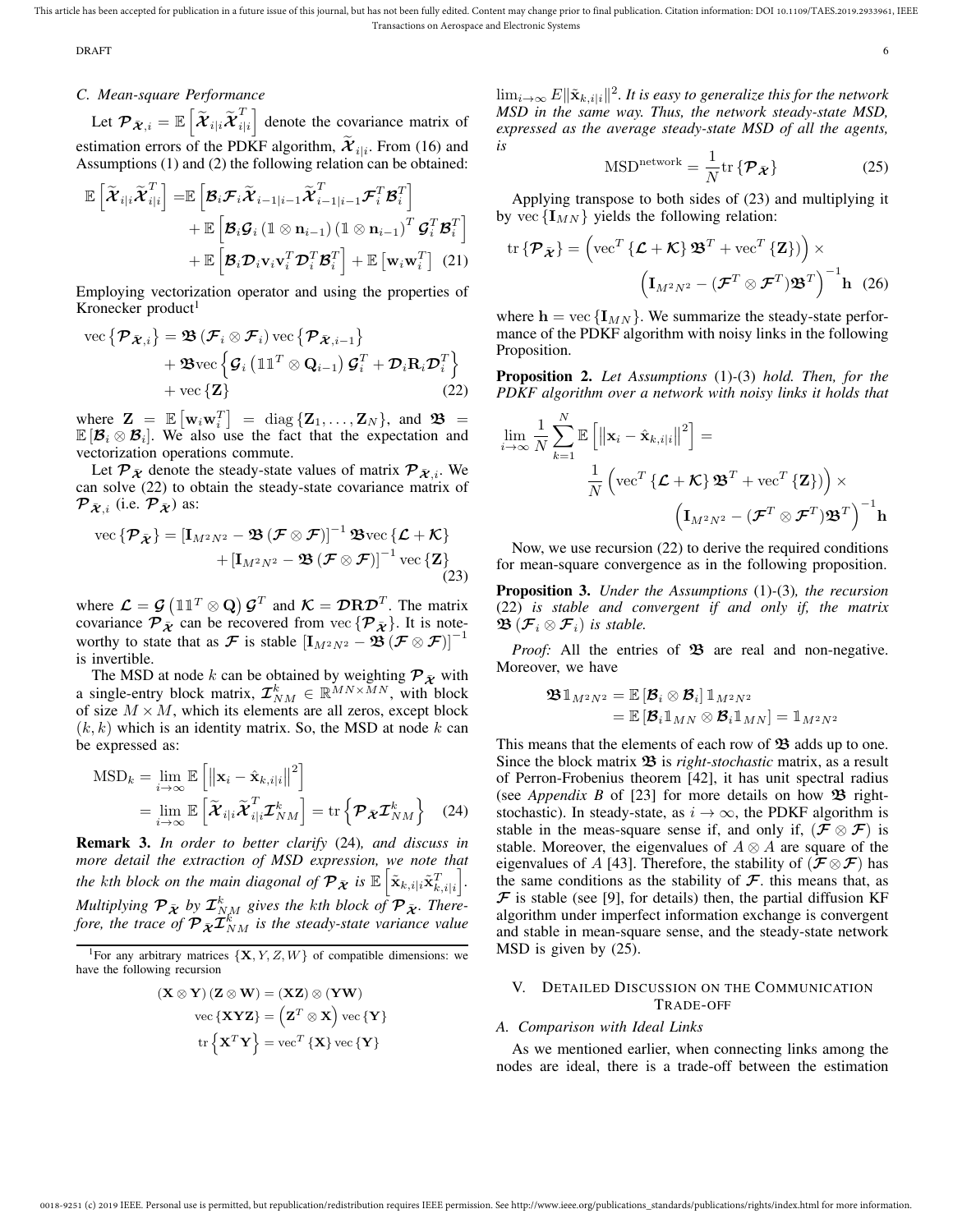### C. Mean-square Performance

Let $\boldsymbol{\mathcal{P}}_{\widetilde{\boldsymbol{\mathcal{X}}},i} = \mathbb{E}\left[\widetilde{\boldsymbol{\mathcal{X}}}_{i|i}\widetilde{\boldsymbol{\mathcal{X}}}_{i|i}^T\right]$ denote the covariance matrix of estimation errors of the PDKF algorithm, $\widetilde{\boldsymbol{\mathcal{X}}}_{i|i}$. From (16) and Assumptions (1) and (2) the following relation can be obtained:

$$\begin{aligned}\mathbb{E}\left[\widetilde{\boldsymbol{\mathcal{X}}}_{i|i}\widetilde{\boldsymbol{\mathcal{X}}}_{i|i}^T\right] =& \mathbb{E}\left[\boldsymbol{\mathcal{B}}_i\boldsymbol{\mathcal{F}}_i\widetilde{\boldsymbol{\mathcal{X}}}_{i-1|i-1}\widetilde{\boldsymbol{\mathcal{X}}}_{i-1|i-1}^T\boldsymbol{\mathcal{F}}_i^T\boldsymbol{\mathcal{B}}_i^T\right] \\ &+ \mathbb{E}\left[\boldsymbol{\mathcal{B}}_i\boldsymbol{\mathcal{G}}_i\left(\mathbb{1}\otimes\mathbf{n}_{i-1}\right)\left(\mathbb{1}\otimes\mathbf{n}_{i-1}\right)^T\boldsymbol{\mathcal{G}}_i^T\boldsymbol{\mathcal{B}}_i^T\right] \\ &+ \mathbb{E}\left[\boldsymbol{\mathcal{B}}_i\boldsymbol{\mathcal{D}}_i\mathbf{v}_i\mathbf{v}_i^T\boldsymbol{\mathcal{D}}_i^T\boldsymbol{\mathcal{B}}_i^T\right] + \mathbb{E}\left[\mathbf{w}_i\mathbf{w}_i^T\right] \quad (21)\end{aligned}$$

Employing vectorization operator and using the properties of Kronecker product[1]

$$\begin{aligned}\text{vec}\left\{\boldsymbol{\mathcal{P}}_{\widetilde{\boldsymbol{\mathcal{X}}},i}\right\} =& \,\mathfrak{B}\left(\boldsymbol{\mathcal{F}}_i\otimes\boldsymbol{\mathcal{F}}_i\right)\text{vec}\left\{\boldsymbol{\mathcal{P}}_{\widetilde{\boldsymbol{\mathcal{X}}},i-1}\right\} \\ &+ \mathfrak{B}\text{vec}\left\{\boldsymbol{\mathcal{G}}_i\left(\mathbb{1}\mathbb{1}^T\otimes\mathbf{Q}_{i-1}\right)\boldsymbol{\mathcal{G}}_i^T + \boldsymbol{\mathcal{D}}_i\mathbf{R}_i\boldsymbol{\mathcal{D}}_i^T\right\} \\ &+ \text{vec}\left\{\mathbf{Z}\right\} \quad (22)\end{aligned}$$

where $\mathbf{Z} = \mathbb{E}\left[\mathbf{w}_i\mathbf{w}_i^T\right] = \text{diag}\left\{\mathbf{Z}_1,\ldots,\mathbf{Z}_N\right\}$, and $\mathfrak{B} = \mathbb{E}\left[\boldsymbol{\mathcal{B}}_i\otimes\boldsymbol{\mathcal{B}}_i\right]$. We also use the fact that the expectation and vectorization operations commute.

Let $\boldsymbol{\mathcal{P}}_{\bar{\boldsymbol{\mathcal{X}}}}$ denote the steady-state values of matrix $\boldsymbol{\mathcal{P}}_{\boldsymbol{\mathcal{X}},i}$. We can solve (22) to obtain the steady-state covariance matrix of $\boldsymbol{\mathcal{P}}_{\bar{\boldsymbol{\mathcal{X}}},i}$ (i.e. $\boldsymbol{\mathcal{P}}_{\bar{\boldsymbol{\mathcal{X}}}}$) as:

$$\begin{aligned}\text{vec}\left\{\boldsymbol{\mathcal{P}}_{\bar{\boldsymbol{\mathcal{X}}}}\right\} =& \left[\mathbf{I}_{M^2N^2} - \mathfrak{B}\left(\boldsymbol{\mathcal{F}}\otimes\boldsymbol{\mathcal{F}}\right)\right]^{-1}\mathfrak{B}\text{vec}\left\{\boldsymbol{\mathcal{L}}+\boldsymbol{\mathcal{K}}\right\} \\ &+ \left[\mathbf{I}_{M^2N^2} - \mathfrak{B}\left(\boldsymbol{\mathcal{F}}\otimes\boldsymbol{\mathcal{F}}\right)\right]^{-1}\text{vec}\left\{\mathbf{Z}\right\} \quad (23)\end{aligned}$$

where $\boldsymbol{\mathcal{L}} = \boldsymbol{\mathcal{G}}\left(\mathbb{1}\mathbb{1}^T\otimes\mathbf{Q}\right)\boldsymbol{\mathcal{G}}^T$ and $\boldsymbol{\mathcal{K}} = \boldsymbol{\mathcal{D}}\mathbf{R}\boldsymbol{\mathcal{D}}^T$. The matrix covariance $\boldsymbol{\mathcal{P}}_{\bar{\boldsymbol{\mathcal{X}}}}$ can be recovered from vec$\{\boldsymbol{\mathcal{P}}_{\bar{\boldsymbol{\mathcal{X}}}}\}$. It is noteworthy to state that as $\boldsymbol{\mathcal{F}}$ is stable $\left[\mathbf{I}_{M^2N^2} - \mathfrak{B}\left(\boldsymbol{\mathcal{F}}\otimes\boldsymbol{\mathcal{F}}\right)\right]^{-1}$ is invertible.

The MSD at node $k$ can be obtained by weighting $\boldsymbol{\mathcal{P}}_{\bar{\boldsymbol{\mathcal{X}}}}$ with a single-entry block matrix, $\boldsymbol{\mathcal{I}}_{NM}^k \in \mathbb{R}^{MN\times MN}$, with block of size $M\times M$, which its elements are all zeros, except block $(k,k)$ which is an identity matrix. So, the MSD at node $k$ can be expressed as:

$$\begin{aligned}\text{MSD}_k &= \lim_{i\to\infty}\mathbb{E}\left[\left\|\mathbf{x}_i - \hat{\mathbf{x}}_{k,i|i}\right\|^2\right] \\ &= \lim_{i\to\infty}\mathbb{E}\left[\widetilde{\boldsymbol{\mathcal{X}}}_{i|i}\widetilde{\boldsymbol{\mathcal{X}}}_{i|i}^T\boldsymbol{\mathcal{I}}_{NM}^k\right] = \text{tr}\left\{\boldsymbol{\mathcal{P}}_{\bar{\boldsymbol{\mathcal{X}}}}\boldsymbol{\mathcal{I}}_{NM}^k\right\} \quad (24)\end{aligned}$$

**Remark 3.** *In order to better clarify* (24)*, and discuss in more detail the extraction of MSD expression, we note that the* $k$th *block on the main diagonal of* $\boldsymbol{\mathcal{P}}_{\bar{\boldsymbol{\mathcal{X}}}}$ *is* $\mathbb{E}\left[\tilde{\mathbf{x}}_{k,i|i}\tilde{\mathbf{x}}_{k,i|i}^T\right]$. *Multiplying* $\boldsymbol{\mathcal{P}}_{\bar{\boldsymbol{\mathcal{X}}}}$ *by* $\boldsymbol{\mathcal{I}}_{NM}^k$ *gives the* $k$th *block of* $\boldsymbol{\mathcal{P}}_{\bar{\boldsymbol{\mathcal{X}}}}$. *Therefore, the trace of* $\boldsymbol{\mathcal{P}}_{\bar{\boldsymbol{\mathcal{X}}}}\boldsymbol{\mathcal{I}}_{NM}^k$ *is the steady-state variance value* $\lim_{i\to\infty}E\|\tilde{\mathbf{x}}_{k,i|i}\|^2$. *It is easy to generalize this for the network MSD in the same way. Thus, the network steady-state MSD, expressed as the average steady-state MSD of all the agents, is*

$$\text{MSD}^{\text{network}} = \frac{1}{N}\text{tr}\left\{\boldsymbol{\mathcal{P}}_{\bar{\boldsymbol{\mathcal{X}}}}\right\} \quad (25)$$

Applying transpose to both sides of (23) and multiplying it by vec$\{\mathbf{I}_{MN}\}$ yields the following relation:

$$\begin{aligned}\text{tr}\left\{\boldsymbol{\mathcal{P}}_{\bar{\boldsymbol{\mathcal{X}}}}\right\} =& \left(\text{vec}^T\left\{\boldsymbol{\mathcal{L}}+\boldsymbol{\mathcal{K}}\right\}\mathfrak{B}^T + \text{vec}^T\left\{\mathbf{Z}\right\}\right)\times \\ &\left(\mathbf{I}_{M^2N^2} - (\boldsymbol{\mathcal{F}}^T\otimes\boldsymbol{\mathcal{F}}^T)\mathfrak{B}^T\right)^{-1}\mathbf{h} \quad (26)\end{aligned}$$

where $\mathbf{h} = \text{vec}\left\{\mathbf{I}_{MN}\right\}$. We summarize the steady-state performance of the PDKF algorithm with noisy links in the following Proposition.

**Proposition 2.** *Let Assumptions* (1)-(3) *hold. Then, for the PDKF algorithm over a network with noisy links it holds that*

$$\begin{aligned}\lim_{i\to\infty}\frac{1}{N}\sum_{k=1}^{N}\mathbb{E}\left[\left\|\mathbf{x}_i - \hat{\mathbf{x}}_{k,i|i}\right\|^2\right] =& \\ \frac{1}{N}\left(\text{vec}^T\left\{\boldsymbol{\mathcal{L}}+\boldsymbol{\mathcal{K}}\right\}\mathfrak{B}^T + \text{vec}^T\left\{\mathbf{Z}\right\}\right)&\times \\ \left(\mathbf{I}_{M^2N^2} - (\boldsymbol{\mathcal{F}}^T\otimes\boldsymbol{\mathcal{F}}^T)\mathfrak{B}^T\right)^{-1}&\mathbf{h}\end{aligned}$$

Now, we use recursion (22) to derive the required conditions for mean-square convergence as in the following proposition.

**Proposition 3.** *Under the Assumptions* (1)-(3)*, the recursion* (22) *is stable and convergent if and only if, the matrix* $\mathfrak{B}\left(\boldsymbol{\mathcal{F}}_i\otimes\boldsymbol{\mathcal{F}}_i\right)$ *is stable.*

*Proof:* All the entries of $\mathfrak{B}$ are real and non-negative. Moreover, we have

$$\begin{aligned}\mathfrak{B}\mathbb{1}_{M^2N^2} &= \mathbb{E}\left[\boldsymbol{\mathcal{B}}_i\otimes\boldsymbol{\mathcal{B}}_i\right]\mathbb{1}_{M^2N^2} \\ &= \mathbb{E}\left[\boldsymbol{\mathcal{B}}_i\mathbb{1}_{MN}\otimes\boldsymbol{\mathcal{B}}_i\mathbb{1}_{MN}\right] = \mathbb{1}_{M^2N^2}\end{aligned}$$

This means that the elements of each row of $\mathfrak{B}$ adds up to one. Since the block matrix $\mathfrak{B}$ is *right-stochastic* matrix, as a result of Perron-Frobenius theorem [42], it has unit spectral radius (see *Appendix B* of [23] for more details on how $\mathfrak{B}$ right-stochastic). In steady-state, as $i\to\infty$, the PDKF algorithm is stable in the meas-square sense if, and only if, $(\boldsymbol{\mathcal{F}}\otimes\boldsymbol{\mathcal{F}})$ is stable. Moreover, the eigenvalues of $A\otimes A$ are square of the eigenvalues of $A$ [43]. Therefore, the stability of $(\boldsymbol{\mathcal{F}}\otimes\boldsymbol{\mathcal{F}})$ has the same conditions as the stability of $\boldsymbol{\mathcal{F}}$. this means that, as $\boldsymbol{\mathcal{F}}$ is stable (see [9], for details) then, the partial diffusion KF algorithm under imperfect information exchange is convergent and stable in mean-square sense, and the steady-state network MSD is given by (25).

## V. Detailed Discussion on the Communication Trade-off

### A. Comparison with Ideal Links

As we mentioned earlier, when connecting links among the nodes are ideal, there is a trade-off between the estimation

---

[1] For any arbitrary matrices $\{\mathbf{X}, Y, Z, W\}$ of compatible dimensions: we have the following recursion

$$(\mathbf{X}\otimes\mathbf{Y})(\mathbf{Z}\otimes\mathbf{W}) = (\mathbf{XZ})\otimes(\mathbf{YW})$$
$$\text{vec}\left\{\mathbf{XYZ}\right\} = \left(\mathbf{Z}^T\otimes\mathbf{X}\right)\text{vec}\left\{\mathbf{Y}\right\}$$
$$\text{tr}\left\{\mathbf{X}^T\mathbf{Y}\right\} = \text{vec}^T\left\{\mathbf{X}\right\}\text{vec}\left\{\mathbf{Y}\right\}$$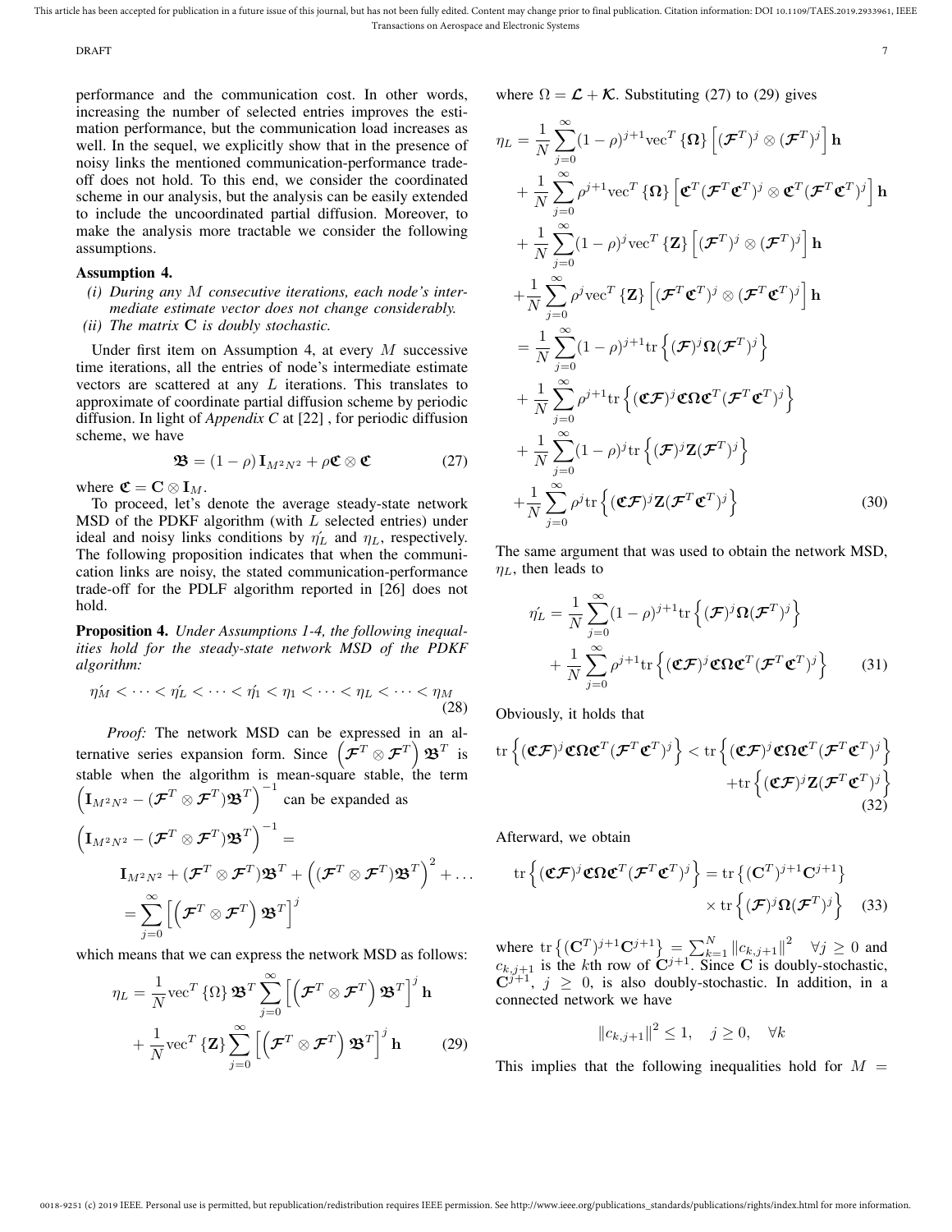performance and the communication cost. In other words, increasing the number of selected entries improves the estimation performance, but the communication load increases as well. In the sequel, we explicitly show that in the presence of noisy links the mentioned communication-performance tradeoff does not hold. To this end, we consider the coordinated scheme in our analysis, but the analysis can be easily extended to include the uncoordinated partial diffusion. Moreover, to make the analysis more tractable we consider the following assumptions.

**Assumption 4.**

*(i) During any $M$ consecutive iterations, each node's intermediate estimate vector does not change considerably.*

*(ii) The matrix $\mathbf{C}$ is doubly stochastic.*

Under first item on Assumption 4, at every $M$ successive time iterations, all the entries of node's intermediate estimate vectors are scattered at any $L$ iterations. This translates to approximate of coordinate partial diffusion scheme by periodic diffusion. In light of *Appendix C* at [22] , for periodic diffusion scheme, we have

$$\boldsymbol{\mathfrak{B}} = (1-\rho)\,\mathbf{I}_{M^2N^2} + \rho\boldsymbol{\mathfrak{C}}\otimes\boldsymbol{\mathfrak{C}} \tag{27}$$

where $\boldsymbol{\mathfrak{C}} = \mathbf{C}\otimes\mathbf{I}_M$.

To proceed, let's denote the average steady-state network MSD of the PDKF algorithm (with $L$ selected entries) under ideal and noisy links conditions by $\acute{\eta_L}$ and $\eta_L$, respectively. The following proposition indicates that when the communication links are noisy, the stated communication-performance trade-off for the PDLF algorithm reported in [26] does not hold.

**Proposition 4.** *Under Assumptions 1-4, the following inequalities hold for the steady-state network MSD of the PDKF algorithm:*

$$\acute{\eta_M} < \cdots < \acute{\eta_L} < \cdots < \acute{\eta_1} < \eta_1 < \cdots < \eta_L < \cdots < \eta_M \tag{28}$$

*Proof:* The network MSD can be expressed in an alternative series expansion form. Since $\left(\boldsymbol{\mathcal{F}}^T\otimes\boldsymbol{\mathcal{F}}^T\right)\boldsymbol{\mathfrak{B}}^T$ is stable when the algorithm is mean-square stable, the term $\left(\mathbf{I}_{M^2N^2} - (\boldsymbol{\mathcal{F}}^T\otimes\boldsymbol{\mathcal{F}}^T)\boldsymbol{\mathfrak{B}}^T\right)^{-1}$ can be expanded as

$$\begin{aligned}
&\left(\mathbf{I}_{M^2N^2} - (\boldsymbol{\mathcal{F}}^T\otimes\boldsymbol{\mathcal{F}}^T)\boldsymbol{\mathfrak{B}}^T\right)^{-1} = \\
&\qquad \mathbf{I}_{M^2N^2} + (\boldsymbol{\mathcal{F}}^T\otimes\boldsymbol{\mathcal{F}}^T)\boldsymbol{\mathfrak{B}}^T + \left((\boldsymbol{\mathcal{F}}^T\otimes\boldsymbol{\mathcal{F}}^T)\boldsymbol{\mathfrak{B}}^T\right)^2 + \ldots \\
&\qquad = \sum_{j=0}^{\infty}\left[\left(\boldsymbol{\mathcal{F}}^T\otimes\boldsymbol{\mathcal{F}}^T\right)\boldsymbol{\mathfrak{B}}^T\right]^j
\end{aligned}$$

which means that we can express the network MSD as follows:

$$\begin{aligned}
\eta_L &= \frac{1}{N}\mathrm{vec}^T\{\Omega\}\,\boldsymbol{\mathfrak{B}}^T\sum_{j=0}^{\infty}\left[\left(\boldsymbol{\mathcal{F}}^T\otimes\boldsymbol{\mathcal{F}}^T\right)\boldsymbol{\mathfrak{B}}^T\right]^j\mathbf{h} \\
&+ \frac{1}{N}\mathrm{vec}^T\{\mathbf{Z}\}\sum_{j=0}^{\infty}\left[\left(\boldsymbol{\mathcal{F}}^T\otimes\boldsymbol{\mathcal{F}}^T\right)\boldsymbol{\mathfrak{B}}^T\right]^j\mathbf{h}
\end{aligned} \tag{29}$$

where $\Omega = \boldsymbol{\mathcal{L}} + \boldsymbol{\mathcal{K}}$. Substituting (27) to (29) gives

$$\begin{aligned}
\eta_L &= \frac{1}{N}\sum_{j=0}^{\infty}(1-\rho)^{j+1}\mathrm{vec}^T\{\boldsymbol{\Omega}\}\left[(\boldsymbol{\mathcal{F}}^T)^j\otimes(\boldsymbol{\mathcal{F}}^T)^j\right]\mathbf{h} \\
&+ \frac{1}{N}\sum_{j=0}^{\infty}\rho^{j+1}\mathrm{vec}^T\{\boldsymbol{\Omega}\}\left[\boldsymbol{\mathfrak{C}}^T(\boldsymbol{\mathcal{F}}^T\boldsymbol{\mathfrak{C}}^T)^j\otimes\boldsymbol{\mathfrak{C}}^T(\boldsymbol{\mathcal{F}}^T\boldsymbol{\mathfrak{C}}^T)^j\right]\mathbf{h} \\
&+ \frac{1}{N}\sum_{j=0}^{\infty}(1-\rho)^{j}\mathrm{vec}^T\{\mathbf{Z}\}\left[(\boldsymbol{\mathcal{F}}^T)^j\otimes(\boldsymbol{\mathcal{F}}^T)^j\right]\mathbf{h} \\
&+ \frac{1}{N}\sum_{j=0}^{\infty}\rho^{j}\mathrm{vec}^T\{\mathbf{Z}\}\left[(\boldsymbol{\mathcal{F}}^T\boldsymbol{\mathfrak{C}}^T)^j\otimes(\boldsymbol{\mathcal{F}}^T\boldsymbol{\mathfrak{C}}^T)^j\right]\mathbf{h} \\
&= \frac{1}{N}\sum_{j=0}^{\infty}(1-\rho)^{j+1}\mathrm{tr}\left\{(\boldsymbol{\mathcal{F}})^j\boldsymbol{\Omega}(\boldsymbol{\mathcal{F}}^T)^j\right\} \\
&+ \frac{1}{N}\sum_{j=0}^{\infty}\rho^{j+1}\mathrm{tr}\left\{(\boldsymbol{\mathfrak{C}}\boldsymbol{\mathcal{F}})^j\boldsymbol{\mathfrak{C}}\boldsymbol{\Omega}\boldsymbol{\mathfrak{C}}^T(\boldsymbol{\mathcal{F}}^T\boldsymbol{\mathfrak{C}}^T)^j\right\} \\
&+ \frac{1}{N}\sum_{j=0}^{\infty}(1-\rho)^{j}\mathrm{tr}\left\{(\boldsymbol{\mathcal{F}})^j\mathbf{Z}(\boldsymbol{\mathcal{F}}^T)^j\right\} \\
&+ \frac{1}{N}\sum_{j=0}^{\infty}\rho^{j}\mathrm{tr}\left\{(\boldsymbol{\mathfrak{C}}\boldsymbol{\mathcal{F}})^j\mathbf{Z}(\boldsymbol{\mathcal{F}}^T\boldsymbol{\mathfrak{C}}^T)^j\right\}
\end{aligned} \tag{30}$$

The same argument that was used to obtain the network MSD, $\eta_L$, then leads to

$$\begin{aligned}
\acute{\eta_L} &= \frac{1}{N}\sum_{j=0}^{\infty}(1-\rho)^{j+1}\mathrm{tr}\left\{(\boldsymbol{\mathcal{F}})^j\boldsymbol{\Omega}(\boldsymbol{\mathcal{F}}^T)^j\right\} \\
&+ \frac{1}{N}\sum_{j=0}^{\infty}\rho^{j+1}\mathrm{tr}\left\{(\boldsymbol{\mathfrak{C}}\boldsymbol{\mathcal{F}})^j\boldsymbol{\mathfrak{C}}\boldsymbol{\Omega}\boldsymbol{\mathfrak{C}}^T(\boldsymbol{\mathcal{F}}^T\boldsymbol{\mathfrak{C}}^T)^j\right\}
\end{aligned} \tag{31}$$

Obviously, it holds that

$$\begin{aligned}
\mathrm{tr}\left\{(\boldsymbol{\mathfrak{C}}\boldsymbol{\mathcal{F}})^j\boldsymbol{\mathfrak{C}}\boldsymbol{\Omega}\boldsymbol{\mathfrak{C}}^T(\boldsymbol{\mathcal{F}}^T\boldsymbol{\mathfrak{C}}^T)^j\right\} &< \mathrm{tr}\left\{(\boldsymbol{\mathfrak{C}}\boldsymbol{\mathcal{F}})^j\boldsymbol{\mathfrak{C}}\boldsymbol{\Omega}\boldsymbol{\mathfrak{C}}^T(\boldsymbol{\mathcal{F}}^T\boldsymbol{\mathfrak{C}}^T)^j\right\} \\
&+ \mathrm{tr}\left\{(\boldsymbol{\mathfrak{C}}\boldsymbol{\mathcal{F}})^j\mathbf{Z}(\boldsymbol{\mathcal{F}}^T\boldsymbol{\mathfrak{C}}^T)^j\right\}
\end{aligned} \tag{32}$$

Afterward, we obtain

$$\begin{aligned}
\mathrm{tr}\left\{(\boldsymbol{\mathfrak{C}}\boldsymbol{\mathcal{F}})^j\boldsymbol{\mathfrak{C}}\boldsymbol{\Omega}\boldsymbol{\mathfrak{C}}^T(\boldsymbol{\mathcal{F}}^T\boldsymbol{\mathfrak{C}}^T)^j\right\} &= \mathrm{tr}\left\{(\mathbf{C}^T)^{j+1}\mathbf{C}^{j+1}\right\} \\
&\times \mathrm{tr}\left\{(\boldsymbol{\mathcal{F}})^j\boldsymbol{\Omega}(\boldsymbol{\mathcal{F}}^T)^j\right\}
\end{aligned} \tag{33}$$

where $\mathrm{tr}\left\{(\mathbf{C}^T)^{j+1}\mathbf{C}^{j+1}\right\} = \sum_{k=1}^{N}\left\|c_{k,j+1}\right\|^2 \quad \forall j\geq 0$ and $c_{k,j+1}$ is the $k$th row of $\mathbf{C}^{j+1}$. Since $\mathbf{C}$ is doubly-stochastic, $\mathbf{C}^{j+1}$, $j\geq 0$, is also doubly-stochastic. In addition, in a connected network we have

$$\left\|c_{k,j+1}\right\|^2 \leq 1, \quad j\geq 0, \quad \forall k$$

This implies that the following inequalities hold for $M =$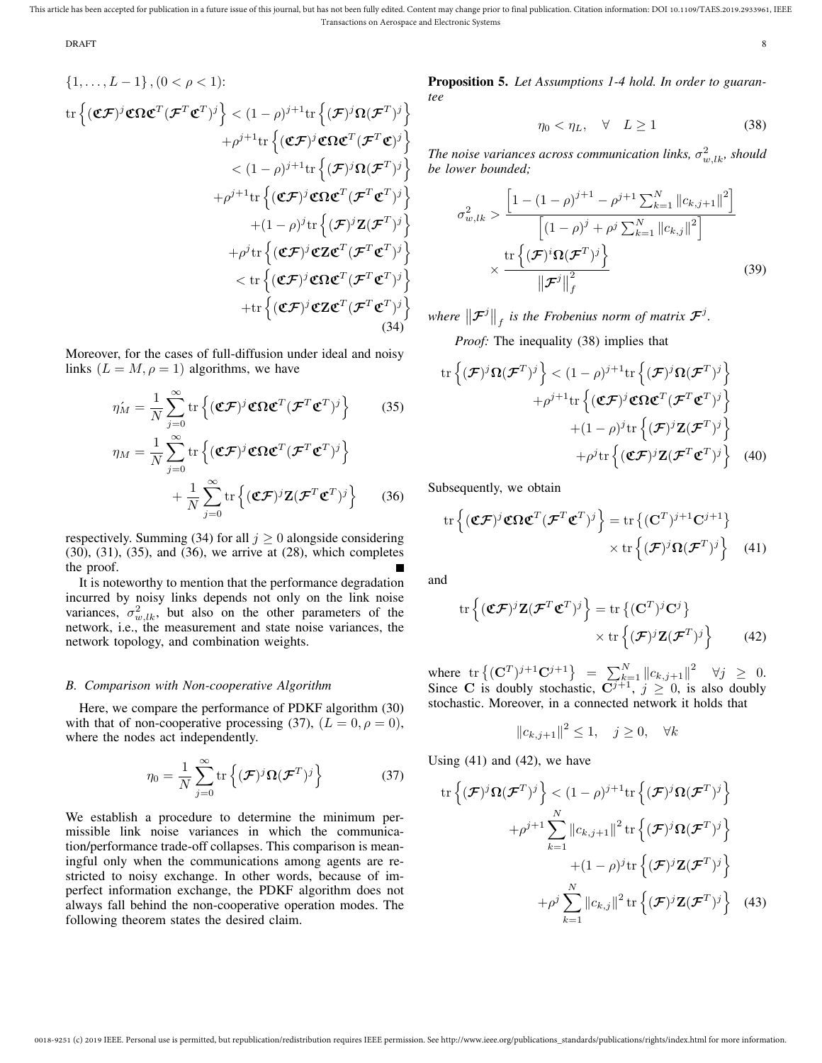$\{1, \ldots, L-1\}, (0 < \rho < 1)$:

$$
\begin{aligned}
\operatorname{tr}\left\{(\mathfrak{C}\mathcal{F})^j \mathfrak{C}\Omega\mathfrak{C}^T(\mathcal{F}^T\mathfrak{C}^T)^j\right\} &< (1-\rho)^{j+1}\operatorname{tr}\left\{(\mathcal{F})^j\Omega(\mathcal{F}^T)^j\right\} \\
&+\rho^{j+1}\operatorname{tr}\left\{(\mathfrak{C}\mathcal{F})^j\mathfrak{C}\Omega\mathfrak{C}^T(\mathcal{F}^T\mathfrak{C})^j\right\} \\
&< (1-\rho)^{j+1}\operatorname{tr}\left\{(\mathcal{F})^j\Omega(\mathcal{F}^T)^j\right\} \\
&+\rho^{j+1}\operatorname{tr}\left\{(\mathfrak{C}\mathcal{F})^j\mathfrak{C}\Omega\mathfrak{C}^T(\mathcal{F}^T\mathfrak{C}^T)^j\right\} \\
&+(1-\rho)^j\operatorname{tr}\left\{(\mathcal{F})^j\mathbf{Z}(\mathcal{F}^T)^j\right\} \\
&+\rho^j\operatorname{tr}\left\{(\mathfrak{C}\mathcal{F})^j\mathfrak{C}\mathbf{Z}\mathfrak{C}^T(\mathcal{F}^T\mathfrak{C}^T)^j\right\} \\
&< \operatorname{tr}\left\{(\mathfrak{C}\mathcal{F})^j\mathfrak{C}\Omega\mathfrak{C}^T(\mathcal{F}^T\mathfrak{C}^T)^j\right\} \\
&+\operatorname{tr}\left\{(\mathfrak{C}\mathcal{F})^j\mathfrak{C}\mathbf{Z}\mathfrak{C}^T(\mathcal{F}^T\mathfrak{C}^T)^j\right\}
\end{aligned} \tag{34}
$$

Moreover, for the cases of full-diffusion under ideal and noisy links $(L = M, \rho = 1)$ algorithms, we have

$$
\acute{\eta_M} = \frac{1}{N}\sum_{j=0}^{\infty}\operatorname{tr}\left\{(\mathfrak{C}\mathcal{F})^j\mathfrak{C}\Omega\mathfrak{C}^T(\mathcal{F}^T\mathfrak{C}^T)^j\right\} \tag{35}
$$

$$
\begin{aligned}
\eta_M = &\frac{1}{N}\sum_{j=0}^{\infty}\operatorname{tr}\left\{(\mathfrak{C}\mathcal{F})^j\mathfrak{C}\Omega\mathfrak{C}^T(\mathcal{F}^T\mathfrak{C}^T)^j\right\} \\
&+\frac{1}{N}\sum_{j=0}^{\infty}\operatorname{tr}\left\{(\mathfrak{C}\mathcal{F})^j\mathbf{Z}(\mathcal{F}^T\mathfrak{C}^T)^j\right\}
\end{aligned} \tag{36}
$$

respectively. Summing (34) for all $j \geq 0$ alongside considering (30), (31), (35), and (36), we arrive at (28), which completes the proof. ∎

It is noteworthy to mention that the performance degradation incurred by noisy links depends not only on the link noise variances, $\sigma^2_{w,lk}$, but also on the other parameters of the network, i.e., the measurement and state noise variances, the network topology, and combination weights.

### B. Comparison with Non-cooperative Algorithm

Here, we compare the performance of PDKF algorithm (30) with that of non-cooperative processing (37), $(L = 0, \rho = 0)$, where the nodes act independently.

$$
\eta_0 = \frac{1}{N}\sum_{j=0}^{\infty}\operatorname{tr}\left\{(\mathcal{F})^j\Omega(\mathcal{F}^T)^j\right\} \tag{37}
$$

We establish a procedure to determine the minimum permissible link noise variances in which the communication/performance trade-off collapses. This comparison is meaningful only when the communications among agents are restricted to noisy exchange. In other words, because of imperfect information exchange, the PDKF algorithm does not always fall behind the non-cooperative operation modes. The following theorem states the desired claim.

**Proposition 5.** *Let Assumptions 1-4 hold. In order to guarantee*

$$
\eta_0 < \eta_L, \quad \forall \quad L \geq 1 \tag{38}
$$

*The noise variances across communication links, $\sigma^2_{w,lk}$, should be lower bounded;*

$$
\begin{aligned}
\sigma^2_{w,lk} > &\frac{\left[1-(1-\rho)^{j+1}-\rho^{j+1}\sum_{k=1}^{N}\|c_{k,j+1}\|^2\right]}{\left[(1-\rho)^j+\rho^j\sum_{k=1}^{N}\|c_{k,j}\|^2\right]} \\
&\times\frac{\operatorname{tr}\left\{(\mathcal{F})^i\Omega(\mathcal{F}^T)^j\right\}}{\|\mathcal{F}^j\|_f^2}
\end{aligned} \tag{39}
$$

*where $\|\mathcal{F}^j\|_f$ is the Frobenius norm of matrix $\mathcal{F}^j$.*

*Proof:* The inequality (38) implies that

$$
\begin{aligned}
\operatorname{tr}\left\{(\mathcal{F})^j\Omega(\mathcal{F}^T)^j\right\} &< (1-\rho)^{j+1}\operatorname{tr}\left\{(\mathcal{F})^j\Omega(\mathcal{F}^T)^j\right\} \\
&+\rho^{j+1}\operatorname{tr}\left\{(\mathfrak{C}\mathcal{F})^j\mathfrak{C}\Omega\mathfrak{C}^T(\mathcal{F}^T\mathfrak{C}^T)^j\right\} \\
&+(1-\rho)^j\operatorname{tr}\left\{(\mathcal{F})^j\mathbf{Z}(\mathcal{F}^T)^j\right\} \\
&+\rho^j\operatorname{tr}\left\{(\mathfrak{C}\mathcal{F})^j\mathbf{Z}(\mathcal{F}^T\mathfrak{C}^T)^j\right\}
\end{aligned} \tag{40}
$$

Subsequently, we obtain

$$
\begin{aligned}
\operatorname{tr}\left\{(\mathfrak{C}\mathcal{F})^j\mathfrak{C}\Omega\mathfrak{C}^T(\mathcal{F}^T\mathfrak{C}^T)^j\right\} = &\operatorname{tr}\left\{(\mathbf{C}^T)^{j+1}\mathbf{C}^{j+1}\right\} \\
&\times\operatorname{tr}\left\{(\mathcal{F})^j\Omega(\mathcal{F}^T)^j\right\}
\end{aligned} \tag{41}
$$

and

$$
\begin{aligned}
\operatorname{tr}\left\{(\mathfrak{C}\mathcal{F})^j\mathbf{Z}(\mathcal{F}^T\mathfrak{C}^T)^j\right\} = &\operatorname{tr}\left\{(\mathbf{C}^T)^j\mathbf{C}^j\right\} \\
&\times\operatorname{tr}\left\{(\mathcal{F})^j\mathbf{Z}(\mathcal{F}^T)^j\right\}
\end{aligned} \tag{42}
$$

where $\operatorname{tr}\left\{(\mathbf{C}^T)^{j+1}\mathbf{C}^{j+1}\right\} = \sum_{k=1}^{N}\|c_{k,j+1}\|^2 \quad \forall j \geq 0$. Since $\mathbf{C}$ is doubly stochastic, $\mathbf{C}^{j+1}$, $j \geq 0$, is also doubly stochastic. Moreover, in a connected network it holds that

$$
\|c_{k,j+1}\|^2 \leq 1, \quad j \geq 0, \quad \forall k
$$

Using (41) and (42), we have

$$
\begin{aligned}
\operatorname{tr}\left\{(\mathcal{F})^j\Omega(\mathcal{F}^T)^j\right\} &< (1-\rho)^{j+1}\operatorname{tr}\left\{(\mathcal{F})^j\Omega(\mathcal{F}^T)^j\right\} \\
&+\rho^{j+1}\sum_{k=1}^{N}\|c_{k,j+1}\|^2\operatorname{tr}\left\{(\mathcal{F})^j\Omega(\mathcal{F}^T)^j\right\} \\
&+(1-\rho)^j\operatorname{tr}\left\{(\mathcal{F})^j\mathbf{Z}(\mathcal{F}^T)^j\right\} \\
&+\rho^j\sum_{k=1}^{N}\|c_{k,j}\|^2\operatorname{tr}\left\{(\mathcal{F})^j\mathbf{Z}(\mathcal{F}^T)^j\right\}
\end{aligned} \tag{43}
$$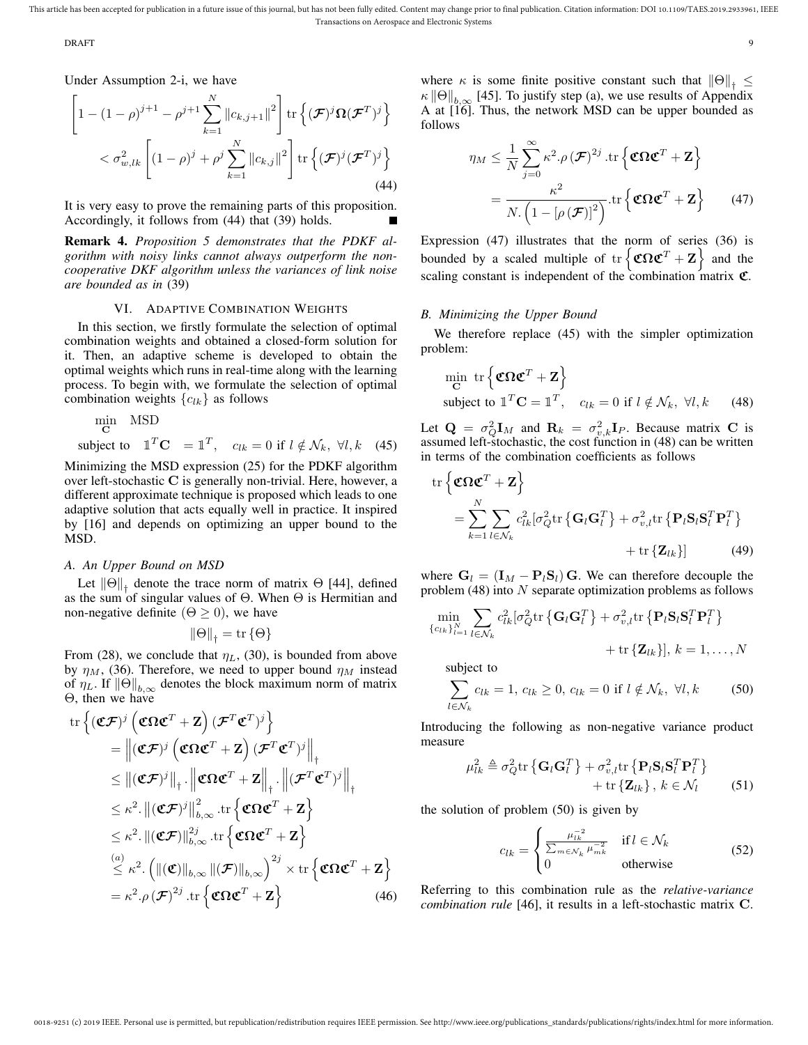Under Assumption 2-i, we have

$$\left[1-(1-\rho)^{j+1}-\rho^{j+1}\sum_{k=1}^{N}\|c_{k,j+1}\|^2\right]\operatorname{tr}\left\{(\mathcal{F})^j\boldsymbol{\Omega}(\mathcal{F}^T)^j\right\} < \sigma_{w,lk}^2\left[(1-\rho)^j+\rho^j\sum_{k=1}^{N}\|c_{k,j}\|^2\right]\operatorname{tr}\left\{(\mathcal{F})^j(\mathcal{F}^T)^j\right\} \tag{44}$$

It is very easy to prove the remaining parts of this proposition. Accordingly, it follows from (44) that (39) holds. ∎

**Remark 4.** *Proposition 5 demonstrates that the PDKF algorithm with noisy links cannot always outperform the non-cooperative DKF algorithm unless the variances of link noise are bounded as in* (39)

## VI. Adaptive Combination Weights

In this section, we firstly formulate the selection of optimal combination weights and obtained a closed-form solution for it. Then, an adaptive scheme is developed to obtain the optimal weights which runs in real-time along with the learning process. To begin with, we formulate the selection of optimal combination weights $\{c_{lk}\}$ as follows

$$\min_{\mathbf{C}} \quad \text{MSD}$$
$$\text{subject to} \quad \mathbb{1}^T\mathbf{C} = \mathbb{1}^T, \quad c_{lk}=0 \text{ if } l\notin\mathcal{N}_k,\ \forall l,k \tag{45}$$

Minimizing the MSD expression (25) for the PDKF algorithm over left-stochastic $\mathbf{C}$ is generally non-trivial. Here, however, a different approximate technique is proposed which leads to one adaptive solution that acts equally well in practice. It inspired by [16] and depends on optimizing an upper bound to the MSD.

### A. An Upper Bound on MSD

Let $\|\Theta\|_{\dagger}$ denote the trace norm of matrix $\Theta$ [44], defined as the sum of singular values of $\Theta$. When $\Theta$ is Hermitian and non-negative definite ($\Theta\geq 0$), we have

$$\|\Theta\|_{\dagger}=\operatorname{tr}\{\Theta\}$$

From (28), we conclude that $\eta_L$, (30), is bounded from above by $\eta_M$, (36). Therefore, we need to upper bound $\eta_M$ instead of $\eta_L$. If $\|\Theta\|_{b,\infty}$ denotes the block maximum norm of matrix $\Theta$, then we have

$$\begin{aligned}
\operatorname{tr}&\left\{(\mathfrak{C}\mathcal{F})^j\left(\mathfrak{C}\boldsymbol{\Omega}\mathfrak{C}^T+\mathbf{Z}\right)(\mathcal{F}^T\mathfrak{C}^T)^j\right\}\\
&=\left\|(\mathfrak{C}\mathcal{F})^j\left(\mathfrak{C}\boldsymbol{\Omega}\mathfrak{C}^T+\mathbf{Z}\right)(\mathcal{F}^T\mathfrak{C}^T)^j\right\|_{\dagger}\\
&\leq \left\|(\mathfrak{C}\mathcal{F})^j\right\|_{\dagger}.\left\|\mathfrak{C}\boldsymbol{\Omega}\mathfrak{C}^T+\mathbf{Z}\right\|_{\dagger}.\left\|(\mathcal{F}^T\mathfrak{C}^T)^j\right\|_{\dagger}\\
&\leq \kappa^2.\left\|(\mathfrak{C}\mathcal{F})^j\right\|_{b,\infty}^2.\operatorname{tr}\left\{\mathfrak{C}\boldsymbol{\Omega}\mathfrak{C}^T+\mathbf{Z}\right\}\\
&\leq \kappa^2.\left\|(\mathfrak{C}\mathcal{F})\right\|_{b,\infty}^{2j}.\operatorname{tr}\left\{\mathfrak{C}\boldsymbol{\Omega}\mathfrak{C}^T+\mathbf{Z}\right\}\\
&\overset{(a)}{\leq} \kappa^2.\left(\|(\mathfrak{C})\|_{b,\infty}\|(\mathcal{F})\|_{b,\infty}\right)^{2j}\times\operatorname{tr}\left\{\mathfrak{C}\boldsymbol{\Omega}\mathfrak{C}^T+\mathbf{Z}\right\}\\
&=\kappa^2.\rho\left(\mathcal{F}\right)^{2j}.\operatorname{tr}\left\{\mathfrak{C}\boldsymbol{\Omega}\mathfrak{C}^T+\mathbf{Z}\right\}
\end{aligned} \tag{46}$$

where $\kappa$ is some finite positive constant such that $\|\Theta\|_{\dagger}\leq\kappa\|\Theta\|_{b,\infty}$ [45]. To justify step (a), we use results of Appendix A at [16]. Thus, the network MSD can be upper bounded as follows

$$\begin{aligned}
\eta_M &\leq \frac{1}{N}\sum_{j=0}^{\infty}\kappa^2.\rho\left(\mathcal{F}\right)^{2j}.\operatorname{tr}\left\{\mathfrak{C}\boldsymbol{\Omega}\mathfrak{C}^T+\mathbf{Z}\right\}\\
&=\frac{\kappa^2}{N.\left(1-\left[\rho\left(\mathcal{F}\right)\right]^2\right)}.\operatorname{tr}\left\{\mathfrak{C}\boldsymbol{\Omega}\mathfrak{C}^T+\mathbf{Z}\right\}
\end{aligned} \tag{47}$$

Expression (47) illustrates that the norm of series (36) is bounded by a scaled multiple of $\operatorname{tr}\left\{\mathfrak{C}\boldsymbol{\Omega}\mathfrak{C}^T+\mathbf{Z}\right\}$ and the scaling constant is independent of the combination matrix $\mathfrak{C}$.

### B. Minimizing the Upper Bound

We therefore replace (45) with the simpler optimization problem:

$$\min_{\mathbf{C}}\ \operatorname{tr}\left\{\mathfrak{C}\boldsymbol{\Omega}\mathfrak{C}^T+\mathbf{Z}\right\}$$
$$\text{subject to } \mathbb{1}^T\mathbf{C}=\mathbb{1}^T, \quad c_{lk}=0 \text{ if } l\notin\mathcal{N}_k,\ \forall l,k \tag{48}$$

Let $\mathbf{Q}=\sigma_Q^2\mathbf{I}_M$ and $\mathbf{R}_k=\sigma_{v,k}^2\mathbf{I}_P$. Because matrix $\mathbf{C}$ is assumed left-stochastic, the cost function in (48) can be written in terms of the combination coefficients as follows

$$\begin{aligned}
\operatorname{tr}&\left\{\mathfrak{C}\boldsymbol{\Omega}\mathfrak{C}^T+\mathbf{Z}\right\}\\
&=\sum_{k=1}^{N}\sum_{l\in\mathcal{N}_k}c_{lk}^2[\sigma_Q^2\operatorname{tr}\left\{\mathbf{G}_l\mathbf{G}_l^T\right\}+\sigma_{v,l}^2\operatorname{tr}\left\{\mathbf{P}_l\mathbf{S}_l\mathbf{S}_l^T\mathbf{P}_l^T\right\}\\
&\qquad+\operatorname{tr}\left\{\mathbf{Z}_{lk}\right\}]
\end{aligned} \tag{49}$$

where $\mathbf{G}_l=(\mathbf{I}_M-\mathbf{P}_l\mathbf{S}_l)\,\mathbf{G}$. We can therefore decouple the problem (48) into $N$ separate optimization problems as follows

$$\min_{\{c_{lk}\}_{l=1}^N}\sum_{l\in\mathcal{N}_k}c_{lk}^2[\sigma_Q^2\operatorname{tr}\left\{\mathbf{G}_l\mathbf{G}_l^T\right\}+\sigma_{v,l}^2\operatorname{tr}\left\{\mathbf{P}_l\mathbf{S}_l\mathbf{S}_l^T\mathbf{P}_l^T\right\}+\operatorname{tr}\left\{\mathbf{Z}_{lk}\right\}],\ k=1,\ldots,N$$

subject to

$$\sum_{l\in\mathcal{N}_k}c_{lk}=1,\ c_{lk}\geq 0,\ c_{lk}=0 \text{ if } l\notin\mathcal{N}_k,\ \forall l,k \tag{50}$$

Introducing the following as non-negative variance product measure

$$\mu_{lk}^2\triangleq\sigma_Q^2\operatorname{tr}\left\{\mathbf{G}_l\mathbf{G}_l^T\right\}+\sigma_{v,l}^2\operatorname{tr}\left\{\mathbf{P}_l\mathbf{S}_l\mathbf{S}_l^T\mathbf{P}_l^T\right\}+\operatorname{tr}\left\{\mathbf{Z}_{lk}\right\},\ k\in\mathcal{N}_l \tag{51}$$

the solution of problem (50) is given by

$$c_{lk}=\begin{cases}\frac{\mu_{lk}^{-2}}{\sum_{m\in\mathcal{N}_k}\mu_{mk}^{-2}} & \text{if } l\in\mathcal{N}_k\\ 0 & \text{otherwise}\end{cases} \tag{52}$$

Referring to this combination rule as the *relative-variance combination rule* [46], it results in a left-stochastic matrix $\mathbf{C}$.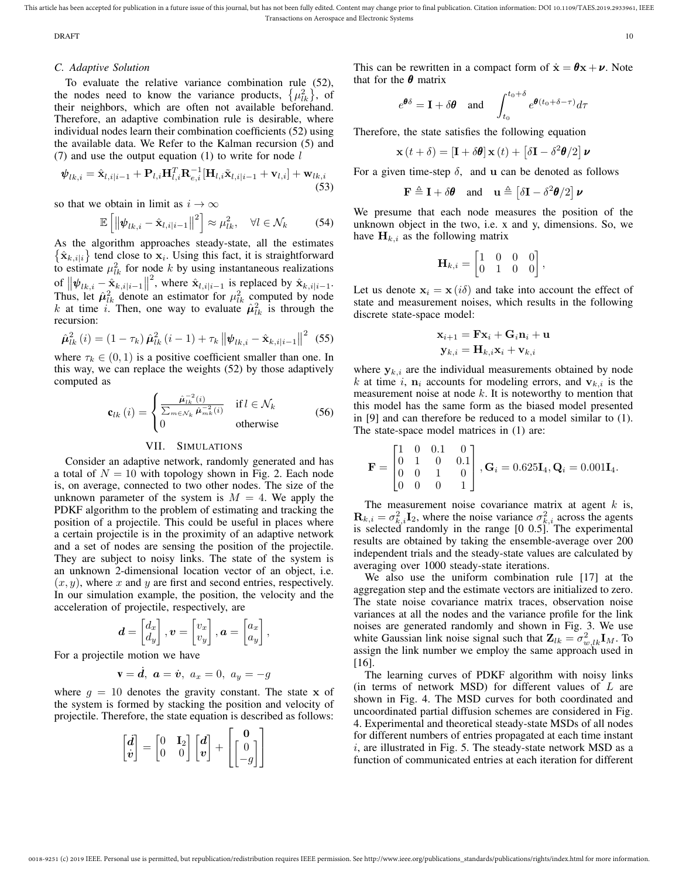### C. Adaptive Solution

To evaluate the relative variance combination rule (52), the nodes need to know the variance products, $\{\mu_{lk}^2\}$, of their neighbors, which are often not available beforehand. Therefore, an adaptive combination rule is desirable, where individual nodes learn their combination coefficients (52) using the available data. We Refer to the Kalman recursion (5) and (7) and use the output equation (1) to write for node $l$

$$\boldsymbol{\psi}_{lk,i} = \hat{\mathbf{x}}_{l,i|i-1} + \mathbf{P}_{l,i}\mathbf{H}_{l,i}^T\mathbf{R}_{e,i}^{-1}[\mathbf{H}_{l,i}\tilde{\mathbf{x}}_{l,i|i-1} + \mathbf{v}_{l,i}] + \mathbf{w}_{lk,i} \tag{53}$$

so that we obtain in limit as $i \to \infty$

$$\mathbb{E}\left[\left\|\boldsymbol{\psi}_{lk,i} - \hat{\mathbf{x}}_{l,i|i-1}\right\|^2\right] \approx \mu_{lk}^2, \quad \forall l \in \mathcal{N}_k \tag{54}$$

As the algorithm approaches steady-state, all the estimates $\{\hat{\mathbf{x}}_{k,i|i}\}$ tend close to $\mathbf{x}_i$. Using this fact, it is straightforward to estimate $\mu_{lk}^2$ for node $k$ by using instantaneous realizations of $\left\|\boldsymbol{\psi}_{lk,i} - \hat{\mathbf{x}}_{k,i|i-1}\right\|^2$, where $\hat{\mathbf{x}}_{l,i|i-1}$ is replaced by $\hat{\mathbf{x}}_{k,i|i-1}$. Thus, let $\hat{\boldsymbol{\mu}}_{lk}^2$ denote an estimator for $\mu_{lk}^2$ computed by node $k$ at time $i$. Then, one way to evaluate $\hat{\boldsymbol{\mu}}_{lk}^2$ is through the recursion:

$$\hat{\boldsymbol{\mu}}_{lk}^2(i) = (1-\tau_k)\,\hat{\boldsymbol{\mu}}_{lk}^2(i-1) + \tau_k\left\|\boldsymbol{\psi}_{lk,i} - \hat{\mathbf{x}}_{k,i|i-1}\right\|^2 \tag{55}$$

where $\tau_k \in (0,1)$ is a positive coefficient smaller than one. In this way, we can replace the weights (52) by those adaptively computed as

$$\mathbf{c}_{lk}(i) = \begin{cases} \dfrac{\hat{\boldsymbol{\mu}}_{lk}^{-2}(i)}{\sum_{m\in\mathcal{N}_k}\hat{\boldsymbol{\mu}}_{mk}^{-2}(i)} & \text{if } l \in \mathcal{N}_k \\ 0 & \text{otherwise} \end{cases} \tag{56}$$

## VII. Simulations

Consider an adaptive network, randomly generated and has a total of $N = 10$ with topology shown in Fig. 2. Each node is, on average, connected to two other nodes. The size of the unknown parameter of the system is $M = 4$. We apply the PDKF algorithm to the problem of estimating and tracking the position of a projectile. This could be useful in places where a certain projectile is in the proximity of an adaptive network and a set of nodes are sensing the position of the projectile. They are subject to noisy links. The state of the system is an unknown 2-dimensional location vector of an object, i.e. $(x, y)$, where $x$ and $y$ are first and second entries, respectively. In our simulation example, the position, the velocity and the acceleration of projectile, respectively, are

$$\boldsymbol{d} = \begin{bmatrix} d_x \\ d_y \end{bmatrix}, \boldsymbol{v} = \begin{bmatrix} v_x \\ v_y \end{bmatrix}, \boldsymbol{a} = \begin{bmatrix} a_x \\ a_y \end{bmatrix},$$

For a projectile motion we have

$$\mathbf{v} = \dot{\boldsymbol{d}},\ \boldsymbol{a} = \dot{\boldsymbol{v}},\ a_x = 0,\ a_y = -g$$

where $g = 10$ denotes the gravity constant. The state $\mathbf{x}$ of the system is formed by stacking the position and velocity of projectile. Therefore, the state equation is described as follows:

$$\begin{bmatrix} \dot{\boldsymbol{d}} \\ \dot{\boldsymbol{v}} \end{bmatrix} = \begin{bmatrix} 0 & \mathbf{I}_2 \\ 0 & 0 \end{bmatrix}\begin{bmatrix} \boldsymbol{d} \\ \boldsymbol{v} \end{bmatrix} + \begin{bmatrix} \mathbf{0} \\ \begin{bmatrix} 0 \\ -g \end{bmatrix} \end{bmatrix}$$

This can be rewritten in a compact form of $\dot{\mathbf{x}} = \boldsymbol{\theta}\mathbf{x} + \boldsymbol{\nu}$. Note that for the $\boldsymbol{\theta}$ matrix

$$e^{\boldsymbol{\theta}\delta} = \mathbf{I} + \delta\boldsymbol{\theta} \quad \text{and} \quad \int_{t_0}^{t_0+\delta} e^{\boldsymbol{\theta}(t_0+\delta-\tau)}d\tau$$

Therefore, the state satisfies the following equation

$$\mathbf{x}(t+\delta) = [\mathbf{I} + \delta\boldsymbol{\theta}]\,\mathbf{x}(t) + \left[\delta\mathbf{I} - \delta^2\boldsymbol{\theta}/2\right]\boldsymbol{\nu}$$

For a given time-step $\delta$, and $\mathbf{u}$ can be denoted as follows

$$\mathbf{F} \triangleq \mathbf{I} + \delta\boldsymbol{\theta} \quad \text{and} \quad \mathbf{u} \triangleq \left[\delta\mathbf{I} - \delta^2\boldsymbol{\theta}/2\right]\boldsymbol{\nu}$$

We presume that each node measures the position of the unknown object in the two, i.e. x and y, dimensions. So, we have $\mathbf{H}_{k,i}$ as the following matrix

$$\mathbf{H}_{k,i} = \begin{bmatrix} 1 & 0 & 0 & 0 \\ 0 & 1 & 0 & 0 \end{bmatrix},$$

Let us denote $\mathbf{x}_i = \mathbf{x}(i\delta)$ and take into account the effect of state and measurement noises, which results in the following discrete state-space model:

$$\mathbf{x}_{i+1} = \mathbf{F}\mathbf{x}_i + \mathbf{G}_i\mathbf{n}_i + \mathbf{u}$$
$$\mathbf{y}_{k,i} = \mathbf{H}_{k,i}\mathbf{x}_i + \mathbf{v}_{k,i}$$

where $\mathbf{y}_{k,i}$ are the individual measurements obtained by node $k$ at time $i$, $\mathbf{n}_i$ accounts for modeling errors, and $\mathbf{v}_{k,i}$ is the measurement noise at node $k$. It is noteworthy to mention that this model has the same form as the biased model presented in [9] and can therefore be reduced to a model similar to (1). The state-space model matrices in (1) are:

$$\mathbf{F} = \begin{bmatrix} 1 & 0 & 0.1 & 0 \\ 0 & 1 & 0 & 0.1 \\ 0 & 0 & 1 & 0 \\ 0 & 0 & 0 & 1 \end{bmatrix}, \mathbf{G}_i = 0.625\mathbf{I}_4, \mathbf{Q}_i = 0.001\mathbf{I}_4.$$

The measurement noise covariance matrix at agent $k$ is, $\mathbf{R}_{k,i} = \sigma_{k,i}^2\mathbf{I}_2$, where the noise variance $\sigma_{k,i}^2$ across the agents is selected randomly in the range [0 0.5]. The experimental results are obtained by taking the ensemble-average over 200 independent trials and the steady-state values are calculated by averaging over 1000 steady-state iterations.

We also use the uniform combination rule [17] at the aggregation step and the estimate vectors are initialized to zero. The state noise covariance matrix traces, observation noise variances at all the nodes and the variance profile for the link noises are generated randomly and shown in Fig. 3. We use white Gaussian link noise signal such that $\mathbf{Z}_{lk} = \sigma_{w,lk}^2\mathbf{I}_M$. To assign the link number we employ the same approach used in [16].

The learning curves of PDKF algorithm with noisy links (in terms of network MSD) for different values of $L$ are shown in Fig. 4. The MSD curves for both coordinated and uncoordinated partial diffusion schemes are considered in Fig. 4. Experimental and theoretical steady-state MSDs of all nodes for different numbers of entries propagated at each time instant $i$, are illustrated in Fig. 5. The steady-state network MSD as a function of communicated entries at each iteration for different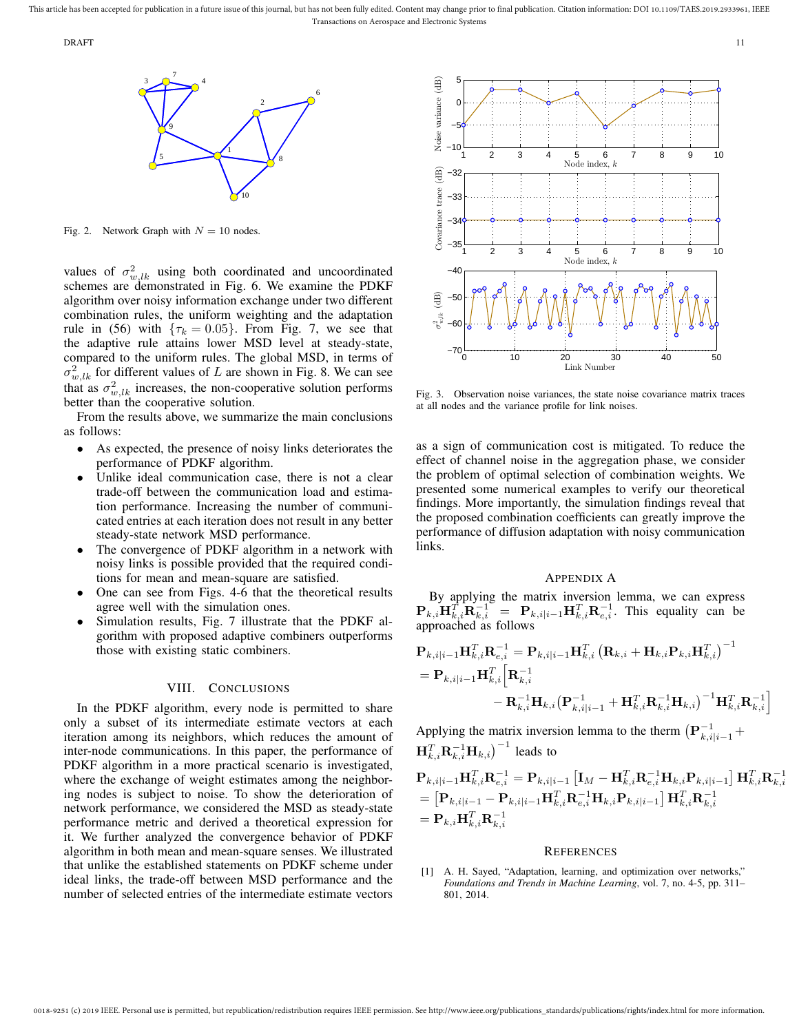Fig. 2. Network Graph with $N = 10$ nodes.

values of $\sigma^2_{w,lk}$ using both coordinated and uncoordinated schemes are demonstrated in Fig. 6. We examine the PDKF algorithm over noisy information exchange under two different combination rules, the uniform weighting and the adaptation rule in (56) with $\{\tau_k = 0.05\}$. From Fig. 7, we see that the adaptive rule attains lower MSD level at steady-state, compared to the uniform rules. The global MSD, in terms of $\sigma^2_{w,lk}$ for different values of $L$ are shown in Fig. 8. We can see that as $\sigma^2_{w,lk}$ increases, the non-cooperative solution performs better than the cooperative solution.

From the results above, we summarize the main conclusions as follows:

- As expected, the presence of noisy links deteriorates the performance of PDKF algorithm.
- Unlike ideal communication case, there is not a clear trade-off between the communication load and estimation performance. Increasing the number of communicated entries at each iteration does not result in any better steady-state network MSD performance.
- The convergence of PDKF algorithm in a network with noisy links is possible provided that the required conditions for mean and mean-square are satisfied.
- One can see from Figs. 4-6 that the theoretical results agree well with the simulation ones.
- Simulation results, Fig. 7 illustrate that the PDKF algorithm with proposed adaptive combiners outperforms those with existing static combiners.

## VIII. Conclusions

In the PDKF algorithm, every node is permitted to share only a subset of its intermediate estimate vectors at each iteration among its neighbors, which reduces the amount of inter-node communications. In this paper, the performance of PDKF algorithm in a more practical scenario is investigated, where the exchange of weight estimates among the neighboring nodes is subject to noise. To show the deterioration of network performance, we considered the MSD as steady-state performance metric and derived a theoretical expression for it. We further analyzed the convergence behavior of PDKF algorithm in both mean and mean-square senses. We illustrated that unlike the established statements on PDKF scheme under ideal links, the trade-off between MSD performance and the number of selected entries of the intermediate estimate vectors as a sign of communication cost is mitigated. To reduce the effect of channel noise in the aggregation phase, we consider the problem of optimal selection of combination weights. We presented some numerical examples to verify our theoretical findings. More importantly, the simulation findings reveal that the proposed combination coefficients can greatly improve the performance of diffusion adaptation with noisy communication links.

Fig. 3. Observation noise variances, the state noise covariance matrix traces at all nodes and the variance profile for link noises.

## Appendix A

By applying the matrix inversion lemma, we can express $\mathbf{P}_{k,i}\mathbf{H}^T_{k,i}\mathbf{R}^{-1}_{k,i} = \mathbf{P}_{k,i|i-1}\mathbf{H}^T_{k,i}\mathbf{R}^{-1}_{e,i}$. This equality can be approached as follows

$$
\begin{aligned}
\mathbf{P}_{k,i|i-1}\mathbf{H}^T_{k,i}\mathbf{R}^{-1}_{e,i} &= \mathbf{P}_{k,i|i-1}\mathbf{H}^T_{k,i}\left(\mathbf{R}_{k,i} + \mathbf{H}_{k,i}\mathbf{P}_{k,i}\mathbf{H}^T_{k,i}\right)^{-1} \\
&= \mathbf{P}_{k,i|i-1}\mathbf{H}^T_{k,i}\Big[\mathbf{R}^{-1}_{k,i} \\
&\qquad - \mathbf{R}^{-1}_{k,i}\mathbf{H}_{k,i}\left(\mathbf{P}^{-1}_{k,i|i-1} + \mathbf{H}^T_{k,i}\mathbf{R}^{-1}_{k,i}\mathbf{H}_{k,i}\right)^{-1}\mathbf{H}^T_{k,i}\mathbf{R}^{-1}_{k,i}\Big]
\end{aligned}
$$

Applying the matrix inversion lemma to the therm $\left(\mathbf{P}^{-1}_{k,i|i-1} + \mathbf{H}^T_{k,i}\mathbf{R}^{-1}_{k,i}\mathbf{H}_{k,i}\right)^{-1}$ leads to

$$
\begin{aligned}
\mathbf{P}_{k,i|i-1}\mathbf{H}^T_{k,i}\mathbf{R}^{-1}_{e,i} &= \mathbf{P}_{k,i|i-1}\left[\mathbf{I}_M - \mathbf{H}^T_{k,i}\mathbf{R}^{-1}_{e,i}\mathbf{H}_{k,i}\mathbf{P}_{k,i|i-1}\right]\mathbf{H}^T_{k,i}\mathbf{R}^{-1}_{k,i} \\
&= \left[\mathbf{P}_{k,i|i-1} - \mathbf{P}_{k,i|i-1}\mathbf{H}^T_{k,i}\mathbf{R}^{-1}_{e,i}\mathbf{H}_{k,i}\mathbf{P}_{k,i|i-1}\right]\mathbf{H}^T_{k,i}\mathbf{R}^{-1}_{k,i} \\
&= \mathbf{P}_{k,i}\mathbf{H}^T_{k,i}\mathbf{R}^{-1}_{k,i}
\end{aligned}
$$

## References

[1] A. H. Sayed, "Adaptation, learning, and optimization over networks," *Foundations and Trends in Machine Learning*, vol. 7, no. 4-5, pp. 311–801, 2014.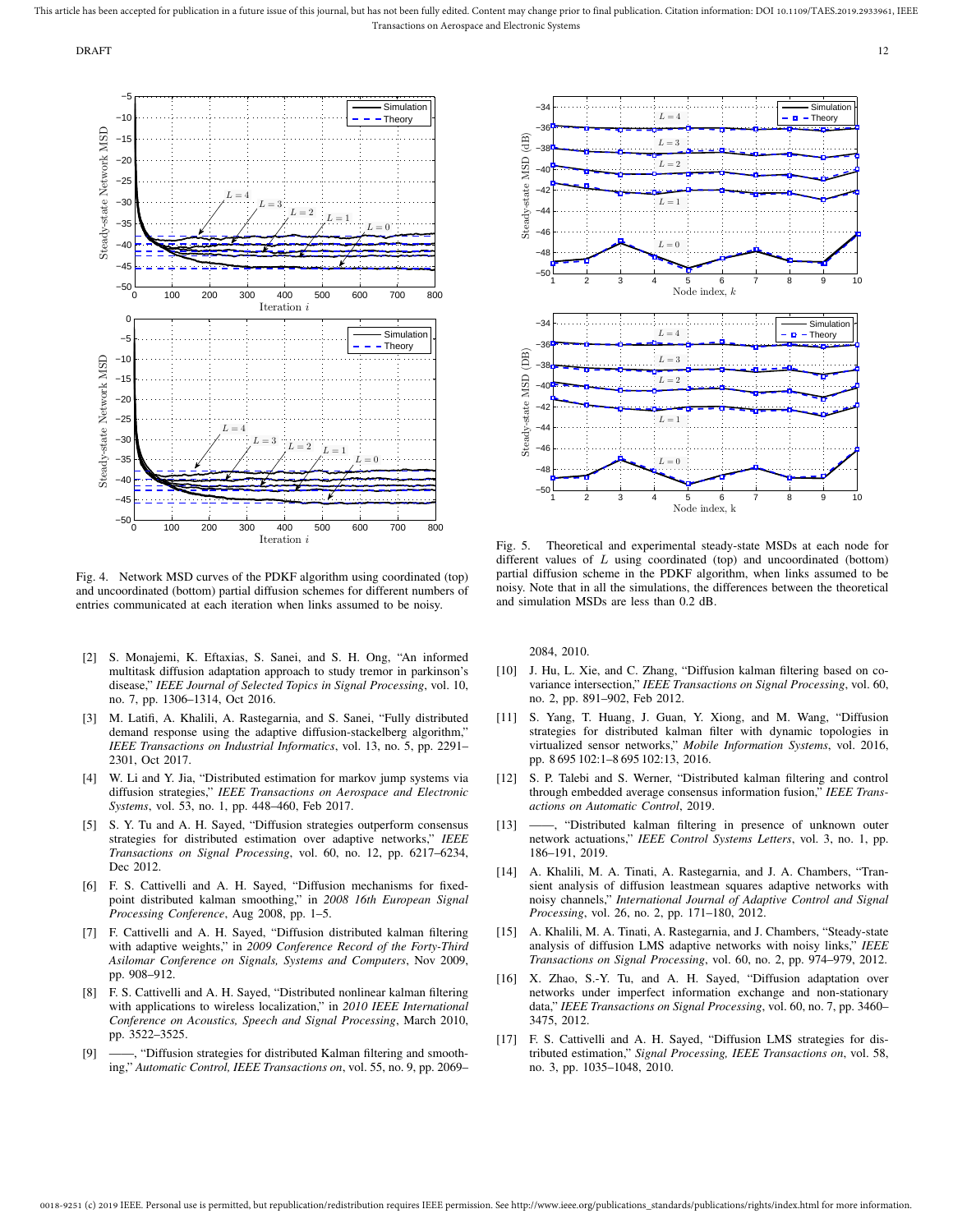Fig. 4. Network MSD curves of the PDKF algorithm using coordinated (top) and uncoordinated (bottom) partial diffusion schemes for different numbers of entries communicated at each iteration when links assumed to be noisy.

Fig. 5. Theoretical and experimental steady-state MSDs at each node for different values of $L$ using coordinated (top) and uncoordinated (bottom) partial diffusion scheme in the PDKF algorithm, when links assumed to be noisy. Note that in all the simulations, the differences between the theoretical and simulation MSDs are less than 0.2 dB.

[2] S. Monajemi, K. Eftaxias, S. Sanei, and S. H. Ong, "An informed multitask diffusion adaptation approach to study tremor in parkinson's disease," *IEEE Journal of Selected Topics in Signal Processing*, vol. 10, no. 7, pp. 1306–1314, Oct 2016.

[3] M. Latifi, A. Khalili, A. Rastegarnia, and S. Sanei, "Fully distributed demand response using the adaptive diffusion-stackelberg algorithm," *IEEE Transactions on Industrial Informatics*, vol. 13, no. 5, pp. 2291–2301, Oct 2017.

[4] W. Li and Y. Jia, "Distributed estimation for markov jump systems via diffusion strategies," *IEEE Transactions on Aerospace and Electronic Systems*, vol. 53, no. 1, pp. 448–460, Feb 2017.

[5] S. Y. Tu and A. H. Sayed, "Diffusion strategies outperform consensus strategies for distributed estimation over adaptive networks," *IEEE Transactions on Signal Processing*, vol. 60, no. 12, pp. 6217–6234, Dec 2012.

[6] F. S. Cattivelli and A. H. Sayed, "Diffusion mechanisms for fixed-point distributed kalman smoothing," in *2008 16th European Signal Processing Conference*, Aug 2008, pp. 1–5.

[7] F. Cattivelli and A. H. Sayed, "Diffusion distributed kalman filtering with adaptive weights," in *2009 Conference Record of the Forty-Third Asilomar Conference on Signals, Systems and Computers*, Nov 2009, pp. 908–912.

[8] F. S. Cattivelli and A. H. Sayed, "Distributed nonlinear kalman filtering with applications to wireless localization," in *2010 IEEE International Conference on Acoustics, Speech and Signal Processing*, March 2010, pp. 3522–3525.

[9] ——, "Diffusion strategies for distributed Kalman filtering and smoothing," *Automatic Control, IEEE Transactions on*, vol. 55, no. 9, pp. 2069–2084, 2010.

[10] J. Hu, L. Xie, and C. Zhang, "Diffusion kalman filtering based on covariance intersection," *IEEE Transactions on Signal Processing*, vol. 60, no. 2, pp. 891–902, Feb 2012.

[11] S. Yang, T. Huang, J. Guan, Y. Xiong, and M. Wang, "Diffusion strategies for distributed kalman filter with dynamic topologies in virtualized sensor networks," *Mobile Information Systems*, vol. 2016, pp. 8 695 102:1–8 695 102:13, 2016.

[12] S. P. Talebi and S. Werner, "Distributed kalman filtering and control through embedded average consensus information fusion," *IEEE Transactions on Automatic Control*, 2019.

[13] ——, "Distributed kalman filtering in presence of unknown outer network actuations," *IEEE Control Systems Letters*, vol. 3, no. 1, pp. 186–191, 2019.

[14] A. Khalili, M. A. Tinati, A. Rastegarnia, and J. A. Chambers, "Transient analysis of diffusion leastmean squares adaptive networks with noisy channels," *International Journal of Adaptive Control and Signal Processing*, vol. 26, no. 2, pp. 171–180, 2012.

[15] A. Khalili, M. A. Tinati, A. Rastegarnia, and J. Chambers, "Steady-state analysis of diffusion LMS adaptive networks with noisy links," *IEEE Transactions on Signal Processing*, vol. 60, no. 2, pp. 974–979, 2012.

[16] X. Zhao, S.-Y. Tu, and A. H. Sayed, "Diffusion adaptation over networks under imperfect information exchange and non-stationary data," *IEEE Transactions on Signal Processing*, vol. 60, no. 7, pp. 3460–3475, 2012.

[17] F. S. Cattivelli and A. H. Sayed, "Diffusion LMS strategies for distributed estimation," *Signal Processing, IEEE Transactions on*, vol. 58, no. 3, pp. 1035–1048, 2010.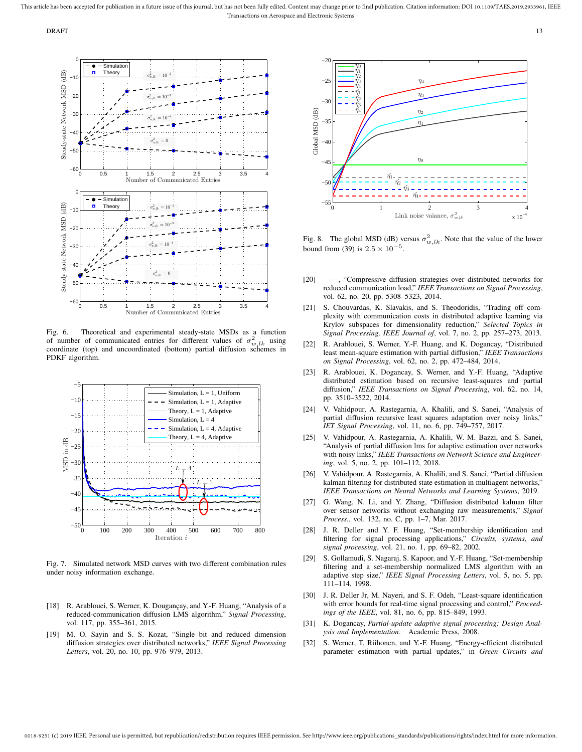Fig. 6. Theoretical and experimental steady-state MSDs as a function of number of communicated entries for different values of $\sigma^2_{w,lk}$ using coordinate (top) and uncoordinated (bottom) partial diffusion schemes in PDKF algorithm.

Fig. 7. Simulated network MSD curves with two different combination rules under noisy information exchange.

Fig. 8. The global MSD (dB) versus $\sigma^2_{w,lk}$. Note that the value of the lower bound from (39) is $2.5 \times 10^{-5}$.

[18] R. Arablouei, S. Werner, K. Douganҫay, and Y.-F. Huang, "Analysis of a reduced-communication diffusion LMS algorithm," *Signal Processing*, vol. 117, pp. 355–361, 2015.

[19] M. O. Sayin and S. S. Kozat, "Single bit and reduced dimension diffusion strategies over distributed networks," *IEEE Signal Processing Letters*, vol. 20, no. 10, pp. 976–979, 2013.

[20] ——, "Compressive diffusion strategies over distributed networks for reduced communication load," *IEEE Transactions on Signal Processing*, vol. 62, no. 20, pp. 5308–5323, 2014.

[21] S. Chouvardas, K. Slavakis, and S. Theodoridis, "Trading off complexity with communication costs in distributed adaptive learning via Krylov subspaces for dimensionality reduction," *Selected Topics in Signal Processing, IEEE Journal of*, vol. 7, no. 2, pp. 257–273, 2013.

[22] R. Arablouei, S. Werner, Y.-F. Huang, and K. Dogancay, "Distributed least mean-square estimation with partial diffusion," *IEEE Transactions on Signal Processing*, vol. 62, no. 2, pp. 472–484, 2014.

[23] R. Arablouei, K. Dogancay, S. Werner, and Y.-F. Huang, "Adaptive distributed estimation based on recursive least-squares and partial diffusion," *IEEE Transactions on Signal Processing*, vol. 62, no. 14, pp. 3510–3522, 2014.

[24] V. Vahidpour, A. Rastegarnia, A. Khalili, and S. Sanei, "Analysis of partial diffusion recursive least squares adaptation over noisy links," *IET Signal Processing*, vol. 11, no. 6, pp. 749–757, 2017.

[25] V. Vahidpour, A. Rastegarnia, A. Khalili, W. M. Bazzi, and S. Sanei, "Analysis of partial diffusion lms for adaptive estimation over networks with noisy links," *IEEE Transactions on Network Science and Engineering*, vol. 5, no. 2, pp. 101–112, 2018.

[26] V. Vahidpour, A. Rastegarnia, A. Khalili, and S. Sanei, "Partial diffusion kalman filtering for distributed state estimation in multiagent networks," *IEEE Transactions on Neural Networks and Learning Systems*, 2019.

[27] G. Wang, N. Li, and Y. Zhang, "Diffusion distributed kalman filter over sensor networks without exchanging raw measurements," *Signal Process.*, vol. 132, no. C, pp. 1–7, Mar. 2017.

[28] J. R. Deller and Y. F. Huang, "Set-membership identification and filtering for signal processing applications," *Circuits, systems, and signal processing*, vol. 21, no. 1, pp. 69–82, 2002.

[29] S. Gollamudi, S. Nagaraj, S. Kapoor, and Y.-F. Huang, "Set-membership filtering and a set-membership normalized LMS algorithm with an adaptive step size," *IEEE Signal Processing Letters*, vol. 5, no. 5, pp. 111–114, 1998.

[30] J. R. Deller Jr, M. Nayeri, and S. F. Odeh, "Least-square identification with error bounds for real-time signal processing and control," *Proceedings of the IEEE*, vol. 81, no. 6, pp. 815–849, 1993.

[31] K. Dogancay, *Partial-update adaptive signal processing: Design Analysis and Implementation*. Academic Press, 2008.

[32] S. Werner, T. Riihonen, and Y.-F. Huang, "Energy-efficient distributed parameter estimation with partial updates," in *Green Circuits and*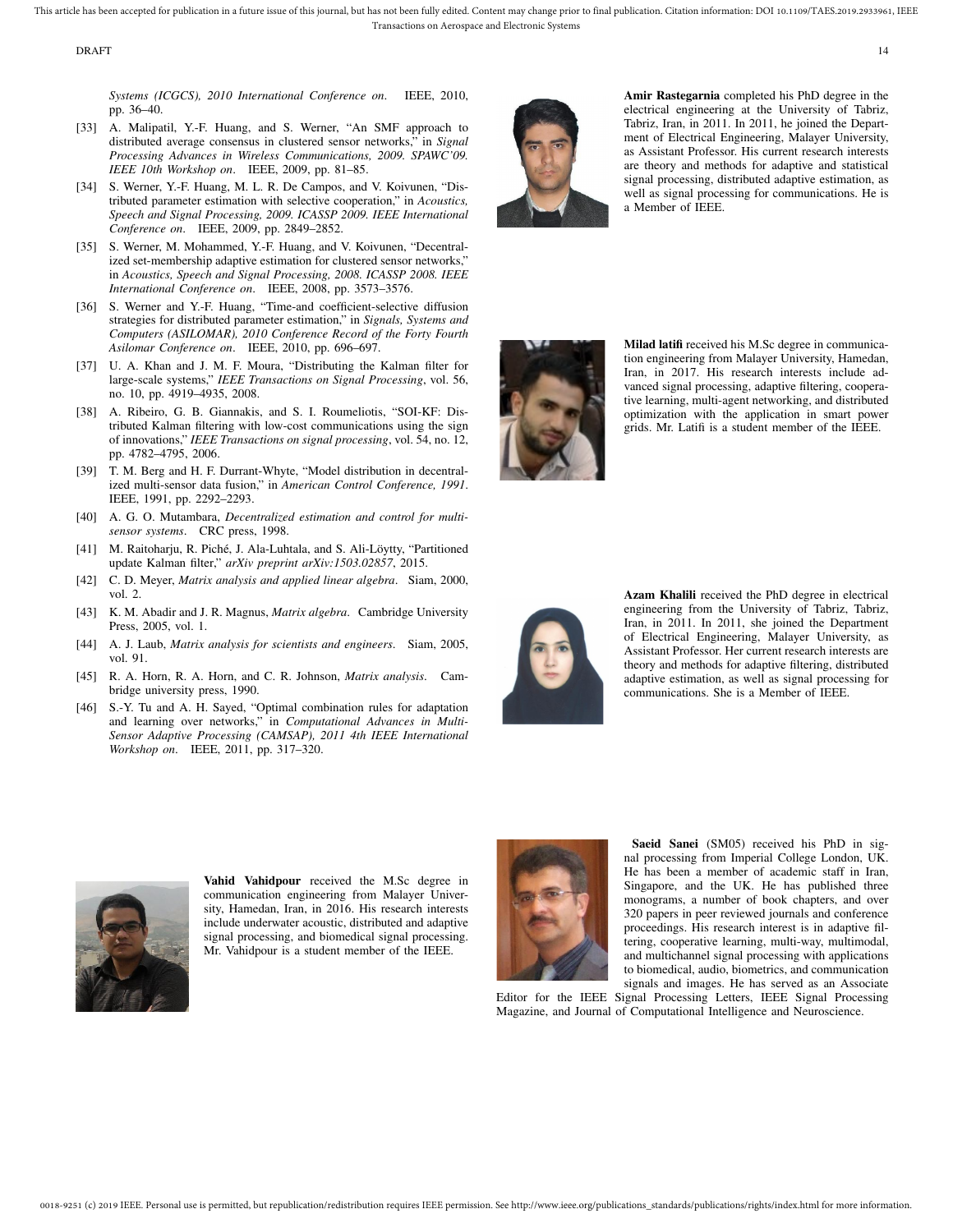*Systems (ICGCS), 2010 International Conference on*. IEEE, 2010, pp. 36–40.

[33] A. Malipatil, Y.-F. Huang, and S. Werner, "An SMF approach to distributed average consensus in clustered sensor networks," in *Signal Processing Advances in Wireless Communications, 2009. SPAWC'09. IEEE 10th Workshop on*. IEEE, 2009, pp. 81–85.

[34] S. Werner, Y.-F. Huang, M. L. R. De Campos, and V. Koivunen, "Distributed parameter estimation with selective cooperation," in *Acoustics, Speech and Signal Processing, 2009. ICASSP 2009. IEEE International Conference on*. IEEE, 2009, pp. 2849–2852.

[35] S. Werner, M. Mohammed, Y.-F. Huang, and V. Koivunen, "Decentralized set-membership adaptive estimation for clustered sensor networks," in *Acoustics, Speech and Signal Processing, 2008. ICASSP 2008. IEEE International Conference on*. IEEE, 2008, pp. 3573–3576.

[36] S. Werner and Y.-F. Huang, "Time-and coefficient-selective diffusion strategies for distributed parameter estimation," in *Signals, Systems and Computers (ASILOMAR), 2010 Conference Record of the Forty Fourth Asilomar Conference on*. IEEE, 2010, pp. 696–697.

[37] U. A. Khan and J. M. F. Moura, "Distributing the Kalman filter for large-scale systems," *IEEE Transactions on Signal Processing*, vol. 56, no. 10, pp. 4919–4935, 2008.

[38] A. Ribeiro, G. B. Giannakis, and S. I. Roumeliotis, "SOI-KF: Distributed Kalman filtering with low-cost communications using the sign of innovations," *IEEE Transactions on signal processing*, vol. 54, no. 12, pp. 4782–4795, 2006.

[39] T. M. Berg and H. F. Durrant-Whyte, "Model distribution in decentralized multi-sensor data fusion," in *American Control Conference, 1991*. IEEE, 1991, pp. 2292–2293.

[40] A. G. O. Mutambara, *Decentralized estimation and control for multisensor systems*. CRC press, 1998.

[41] M. Raitoharju, R. Piché, J. Ala-Luhtala, and S. Ali-Löytty, "Partitioned update Kalman filter," *arXiv preprint arXiv:1503.02857*, 2015.

[42] C. D. Meyer, *Matrix analysis and applied linear algebra*. Siam, 2000, vol. 2.

[43] K. M. Abadir and J. R. Magnus, *Matrix algebra*. Cambridge University Press, 2005, vol. 1.

[44] A. J. Laub, *Matrix analysis for scientists and engineers*. Siam, 2005, vol. 91.

[45] R. A. Horn, R. A. Horn, and C. R. Johnson, *Matrix analysis*. Cambridge university press, 1990.

[46] S.-Y. Tu and A. H. Sayed, "Optimal combination rules for adaptation and learning over networks," in *Computational Advances in Multi-Sensor Adaptive Processing (CAMSAP), 2011 4th IEEE International Workshop on*. IEEE, 2011, pp. 317–320.

**Vahid Vahidpour** received the M.Sc degree in communication engineering from Malayer University, Hamedan, Iran, in 2016. His research interests include underwater acoustic, distributed and adaptive signal processing, and biomedical signal processing. Mr. Vahidpour is a student member of the IEEE.

**Amir Rastegarnia** completed his PhD degree in the electrical engineering at the University of Tabriz, Tabriz, Iran, in 2011. In 2011, he joined the Department of Electrical Engineering, Malayer University, as Assistant Professor. His current research interests are theory and methods for adaptive and statistical signal processing, distributed adaptive estimation, as well as signal processing for communications. He is a Member of IEEE.

**Milad latifi** received his M.Sc degree in communication engineering from Malayer University, Hamedan, Iran, in 2017. His research interests include advanced signal processing, adaptive filtering, cooperative learning, multi-agent networking, and distributed optimization with the application in smart power grids. Mr. Latifi is a student member of the IEEE.

**Azam Khalili** received the PhD degree in electrical engineering from the University of Tabriz, Tabriz, Iran, in 2011. In 2011, she joined the Department of Electrical Engineering, Malayer University, as Assistant Professor. Her current research interests are theory and methods for adaptive filtering, distributed adaptive estimation, as well as signal processing for communications. She is a Member of IEEE.

**Saeid Sanei** (SM05) received his PhD in signal processing from Imperial College London, UK. He has been a member of academic staff in Iran, Singapore, and the UK. He has published three monograms, a number of book chapters, and over 320 papers in peer reviewed journals and conference proceedings. His research interest is in adaptive filtering, cooperative learning, multi-way, multimodal, and multichannel signal processing with applications to biomedical, audio, biometrics, and communication signals and images. He has served as an Associate Editor for the IEEE Signal Processing Letters, IEEE Signal Processing Magazine, and Journal of Computational Intelligence and Neuroscience.